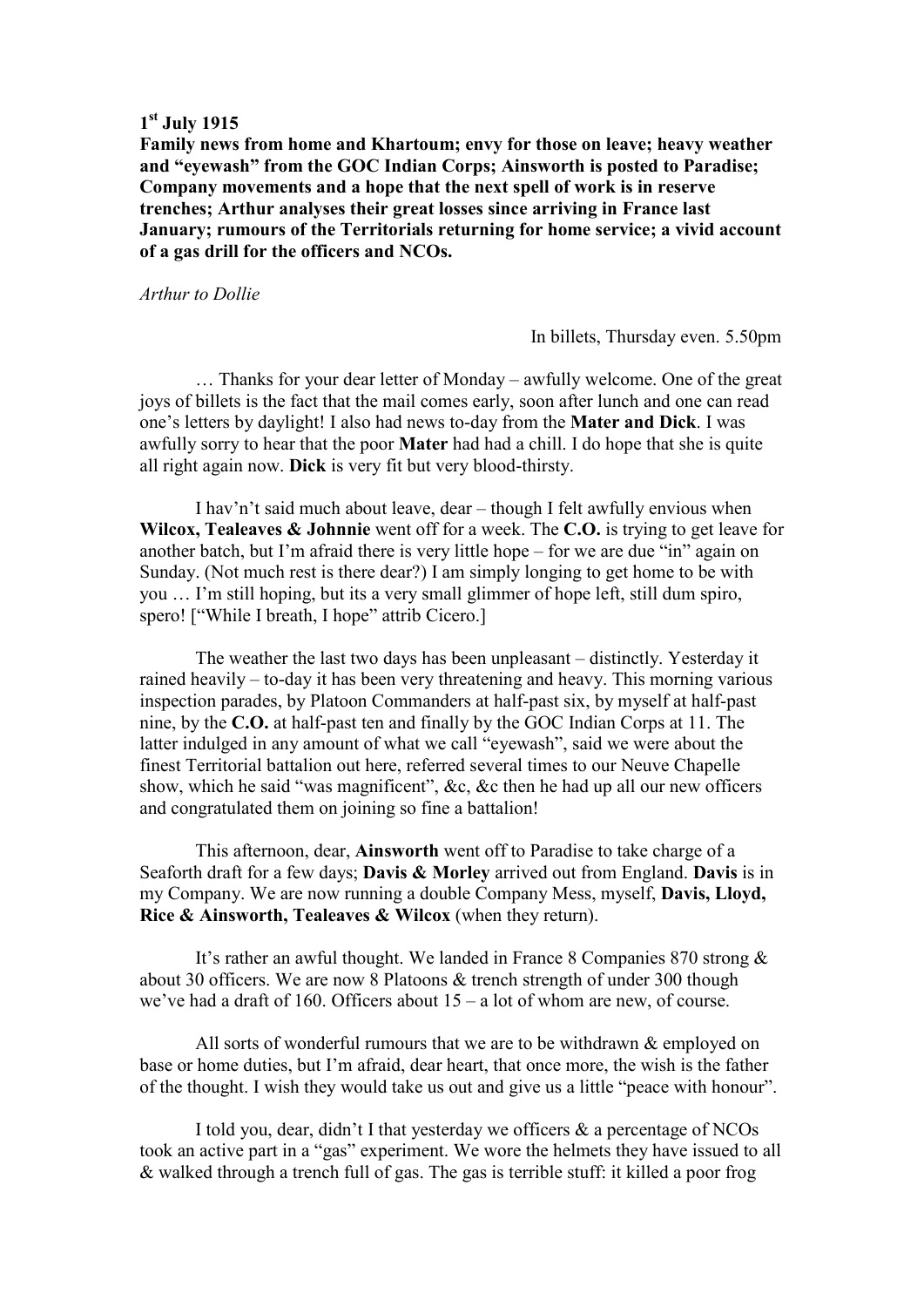**1st July 1915**

**Family news from home and Khartoum; envy for those on leave; heavy weather and "eyewash" from the GOC Indian Corps; Ainsworth is posted to Paradise; Company movements and a hope that the next spell of work is in reserve trenches; Arthur analyses their great losses since arriving in France last January; rumours of the Territorials returning for home service; a vivid account of a gas drill for the officers and NCOs.**

*Arthur to Dollie*

In billets, Thursday even. 5.50pm

… Thanks for your dear letter of Monday – awfully welcome. One of the great joys of billets is the fact that the mail comes early, soon after lunch and one can read one's letters by daylight! I also had news to-day from the **Mater and Dick**. I was awfully sorry to hear that the poor **Mater** had had a chill. I do hope that she is quite all right again now. **Dick** is very fit but very blood-thirsty.

I hav'n't said much about leave, dear – though I felt awfully envious when **Wilcox, Tealeaves & Johnnie** went off for a week. The **C.O.** is trying to get leave for another batch, but I'm afraid there is very little hope – for we are due "in" again on Sunday. (Not much rest is there dear?) I am simply longing to get home to be with you … I'm still hoping, but its a very small glimmer of hope left, still dum spiro, spero! ["While I breath, I hope" attrib Cicero.]

The weather the last two days has been unpleasant – distinctly. Yesterday it rained heavily – to-day it has been very threatening and heavy. This morning various inspection parades, by Platoon Commanders at half-past six, by myself at half-past nine, by the **C.O.** at half-past ten and finally by the GOC Indian Corps at 11. The latter indulged in any amount of what we call "eyewash", said we were about the finest Territorial battalion out here, referred several times to our Neuve Chapelle show, which he said "was magnificent", &c, &c then he had up all our new officers and congratulated them on joining so fine a battalion!

This afternoon, dear, **Ainsworth** went off to Paradise to take charge of a Seaforth draft for a few days; **Davis & Morley** arrived out from England. **Davis** is in my Company. We are now running a double Company Mess, myself, **Davis, Lloyd, Rice & Ainsworth, Tealeaves & Wilcox** (when they return).

It's rather an awful thought. We landed in France 8 Companies 870 strong & about 30 officers. We are now 8 Platoons & trench strength of under 300 though we've had a draft of 160. Officers about 15 – a lot of whom are new, of course.

All sorts of wonderful rumours that we are to be withdrawn & employed on base or home duties, but I'm afraid, dear heart, that once more, the wish is the father of the thought. I wish they would take us out and give us a little "peace with honour".

I told you, dear, didn't I that yesterday we officers & a percentage of NCOs took an active part in a "gas" experiment. We wore the helmets they have issued to all & walked through a trench full of gas. The gas is terrible stuff: it killed a poor frog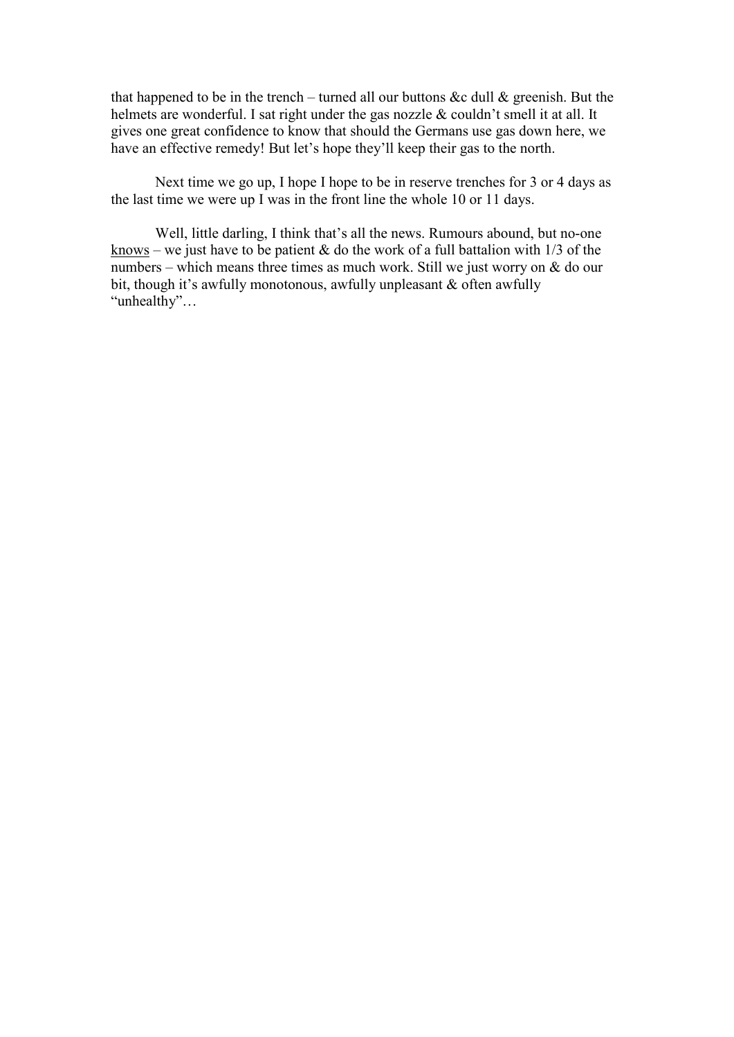that happened to be in the trench – turned all our buttons &c dull & greenish. But the helmets are wonderful. I sat right under the gas nozzle & couldn't smell it at all. It gives one great confidence to know that should the Germans use gas down here, we have an effective remedy! But let's hope they'll keep their gas to the north.

Next time we go up, I hope I hope to be in reserve trenches for 3 or 4 days as the last time we were up I was in the front line the whole 10 or 11 days.

Well, little darling, I think that's all the news. Rumours abound, but no-one <u>knows</u> – we just have to be patient & do the work of a full battalion with 1/3 of the numbers – which means three times as much work. Still we just worry on & do our bit, though it's awfully monotonous, awfully unpleasant & often awfully "unhealthy"…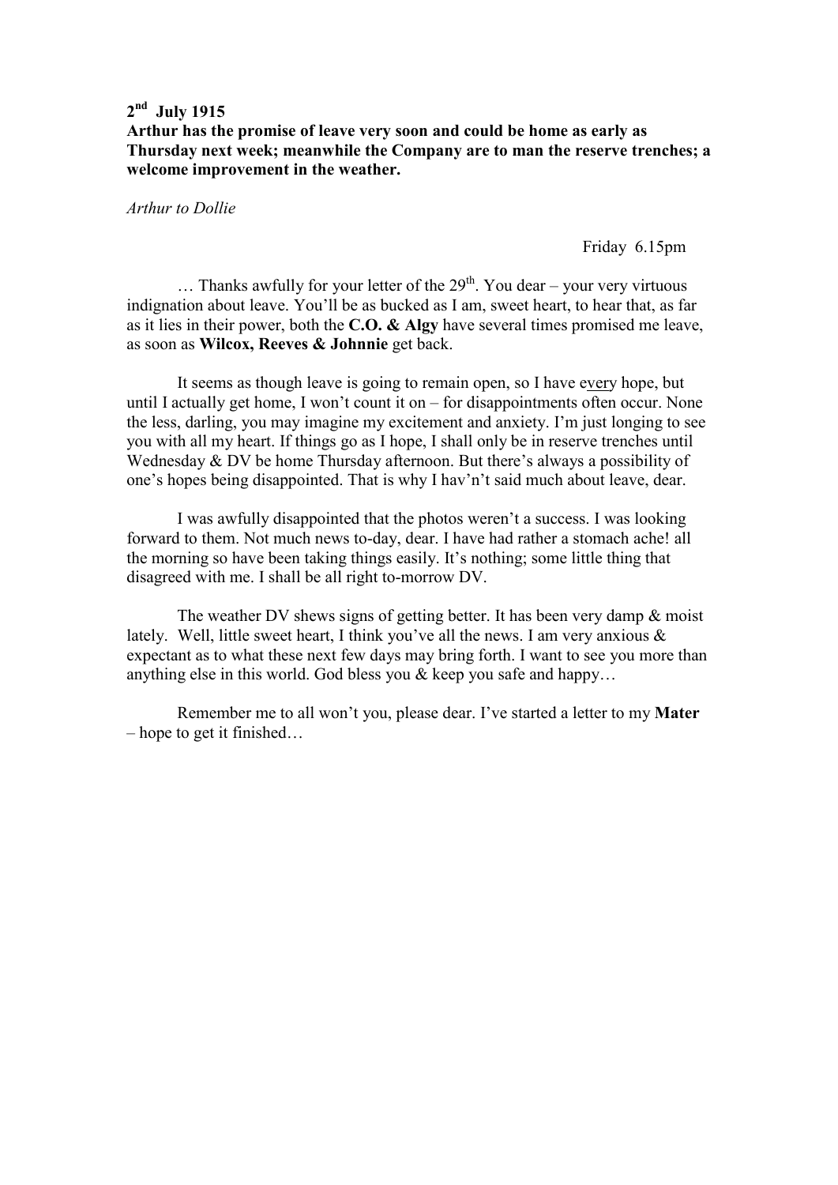**2nd July 1915**
**Arthur has the promise of leave very soon and could be home as early as Thursday next week; meanwhile the Company are to man the reserve trenches; a welcome improvement in the weather.**

*Arthur to Dollie*

Friday 6.15pm

… Thanks awfully for your letter of the 29th. You dear – your very virtuous indignation about leave. You'll be as bucked as I am, sweet heart, to hear that, as far as it lies in their power, both the **C.O. & Algy** have several times promised me leave, as soon as **Wilcox, Reeves & Johnnie** get back.

It seems as though leave is going to remain open, so I have every hope, but until I actually get home, I won't count it on – for disappointments often occur. None the less, darling, you may imagine my excitement and anxiety. I'm just longing to see you with all my heart. If things go as I hope, I shall only be in reserve trenches until Wednesday & DV be home Thursday afternoon. But there's always a possibility of one's hopes being disappointed. That is why I hav'n't said much about leave, dear.

I was awfully disappointed that the photos weren't a success. I was looking forward to them. Not much news to-day, dear. I have had rather a stomach ache! all the morning so have been taking things easily. It's nothing; some little thing that disagreed with me. I shall be all right to-morrow DV.

The weather DV shews signs of getting better. It has been very damp & moist lately. Well, little sweet heart, I think you've all the news. I am very anxious & expectant as to what these next few days may bring forth. I want to see you more than anything else in this world. God bless you & keep you safe and happy…

Remember me to all won't you, please dear. I've started a letter to my **Mater** – hope to get it finished…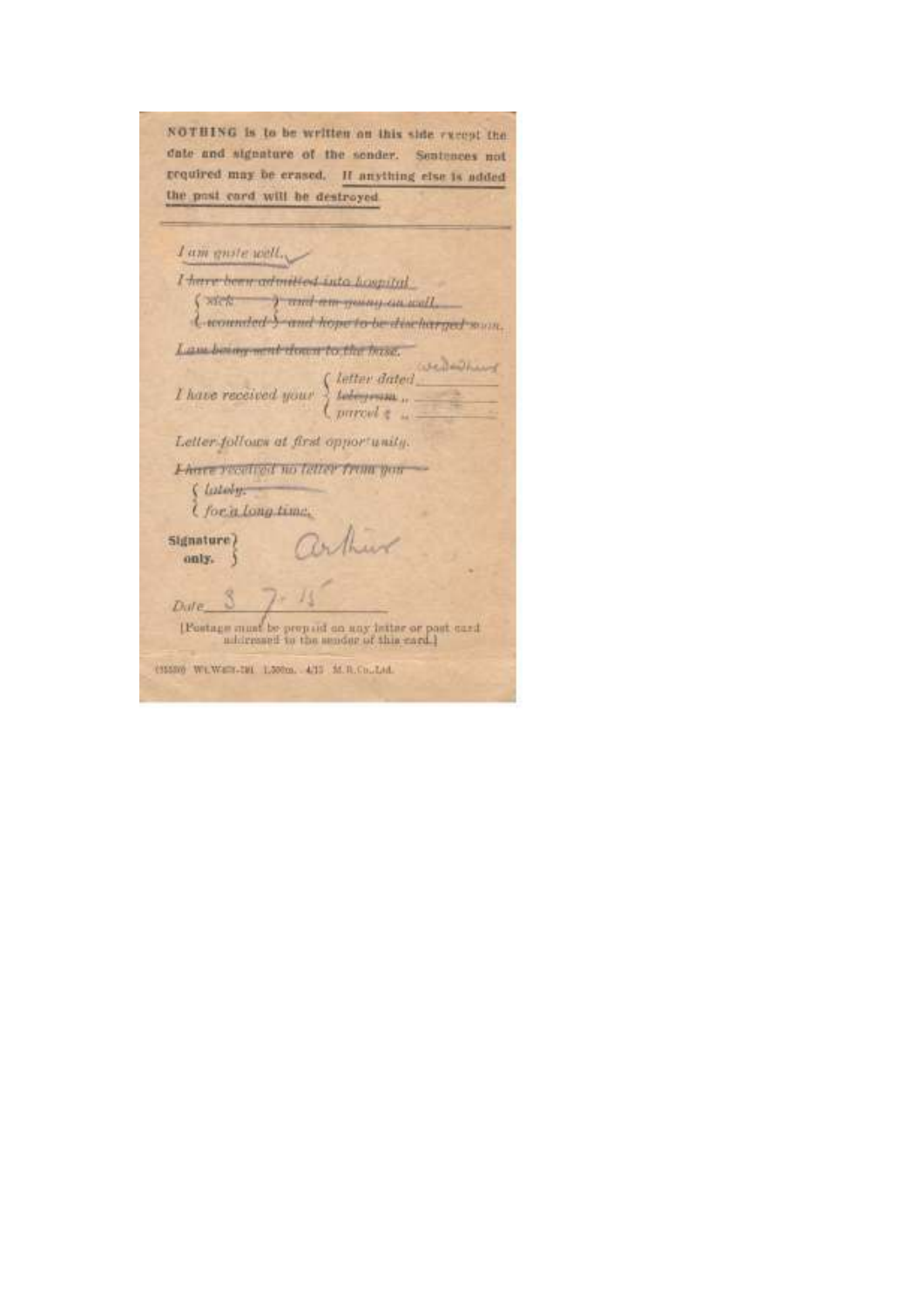**NOTHING is to be written on this side except the date and signature of the sender. Sentences not required may be erased. If anything else is added the post card will be destroyed.**

*I am quite well.* ✓

~~*I have been admitted into hospital*~~

~~*sick*~~ ~~*and am going on well.*~~

~~*wounded*~~ ~~*and hope to be discharged soon.*~~

~~*I am being sent down to the base.*~~

*I have received your* *letter dated* Wednesday

~~*telegram*~~ ,,

*parcel* ,,

*Letter follows at first opportunity.*

~~*I have received no letter from you*~~

~~*lately.*~~

*for a long time.*

**Signature only.** Arthur

*Date* 3 7. 15

[Postage must be prepaid on any letter or post card addressed to the sender of this card.]

(35500) Wt.W403-291 1,500m. 4/15 M.R.Co.,Ltd.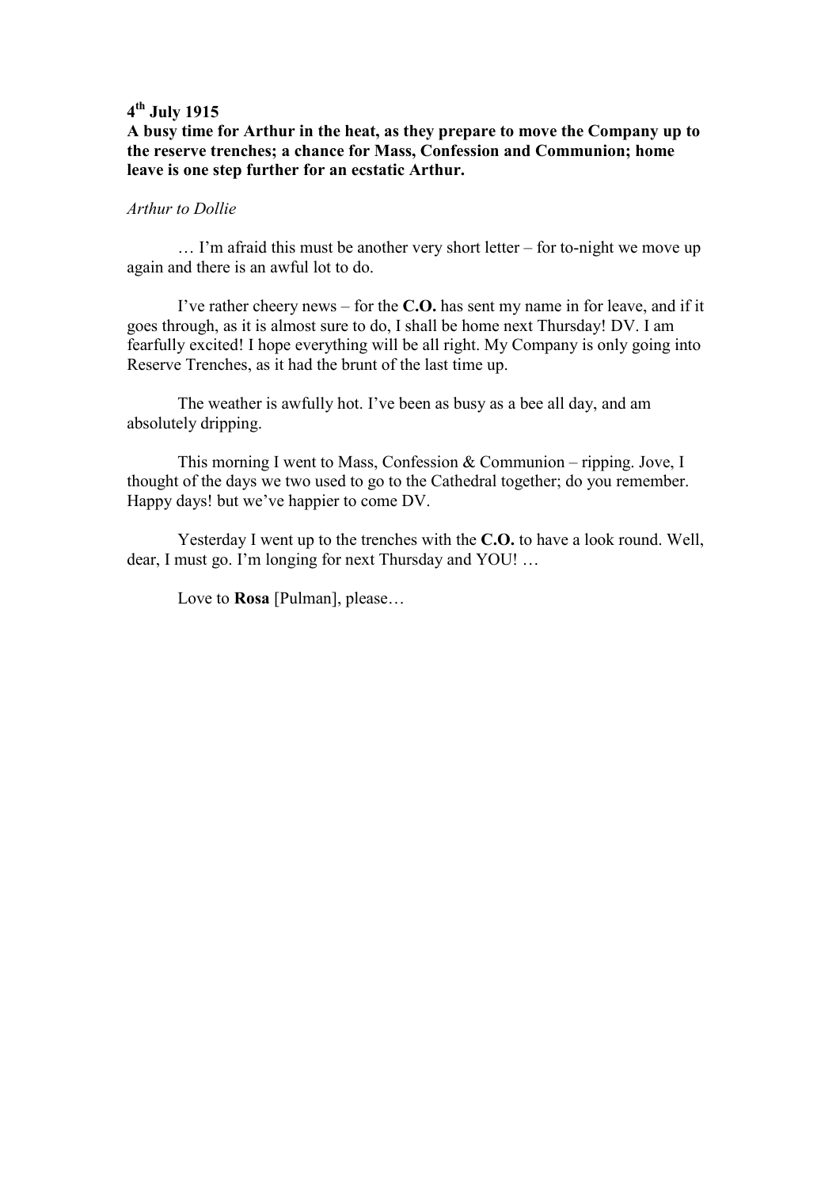**4th July 1915**
**A busy time for Arthur in the heat, as they prepare to move the Company up to the reserve trenches; a chance for Mass, Confession and Communion; home leave is one step further for an ecstatic Arthur.**

*Arthur to Dollie*

… I'm afraid this must be another very short letter – for to-night we move up again and there is an awful lot to do.

I've rather cheery news – for the **C.O.** has sent my name in for leave, and if it goes through, as it is almost sure to do, I shall be home next Thursday! DV. I am fearfully excited! I hope everything will be all right. My Company is only going into Reserve Trenches, as it had the brunt of the last time up.

The weather is awfully hot. I've been as busy as a bee all day, and am absolutely dripping.

This morning I went to Mass, Confession & Communion – ripping. Jove, I thought of the days we two used to go to the Cathedral together; do you remember. Happy days! but we've happier to come DV.

Yesterday I went up to the trenches with the **C.O.** to have a look round. Well, dear, I must go. I'm longing for next Thursday and YOU! …

Love to **Rosa** [Pulman], please…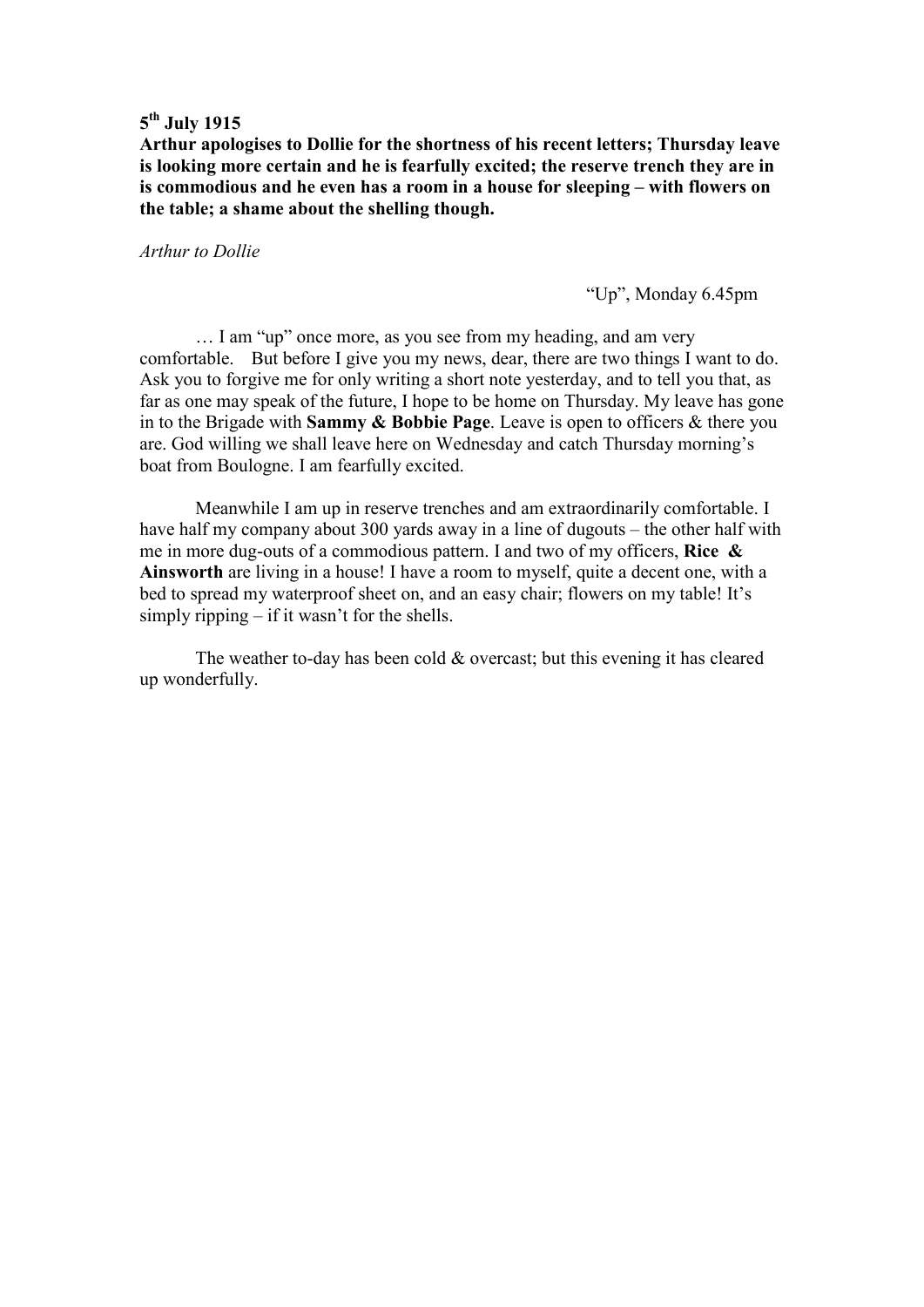**5th July 1915**

**Arthur apologises to Dollie for the shortness of his recent letters; Thursday leave is looking more certain and he is fearfully excited; the reserve trench they are in is commodious and he even has a room in a house for sleeping – with flowers on the table; a shame about the shelling though.**

*Arthur to Dollie*

"Up", Monday 6.45pm

… I am "up" once more, as you see from my heading, and am very comfortable. But before I give you my news, dear, there are two things I want to do. Ask you to forgive me for only writing a short note yesterday, and to tell you that, as far as one may speak of the future, I hope to be home on Thursday. My leave has gone in to the Brigade with **Sammy & Bobbie Page**. Leave is open to officers & there you are. God willing we shall leave here on Wednesday and catch Thursday morning's boat from Boulogne. I am fearfully excited.

Meanwhile I am up in reserve trenches and am extraordinarily comfortable. I have half my company about 300 yards away in a line of dugouts – the other half with me in more dug-outs of a commodious pattern. I and two of my officers, **Rice & Ainsworth** are living in a house! I have a room to myself, quite a decent one, with a bed to spread my waterproof sheet on, and an easy chair; flowers on my table! It's simply ripping – if it wasn't for the shells.

The weather to-day has been cold & overcast; but this evening it has cleared up wonderfully.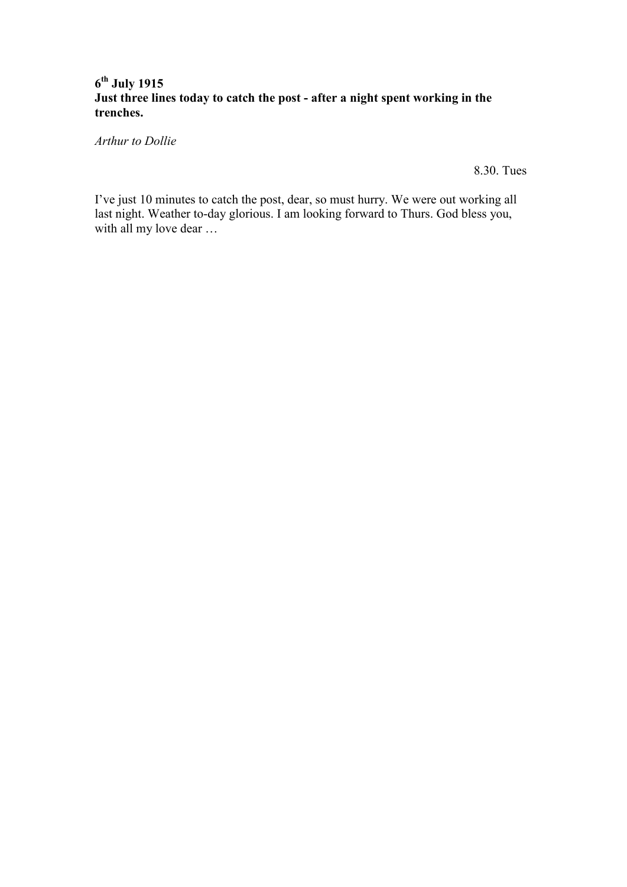**6th July 1915**
**Just three lines today to catch the post - after a night spent working in the trenches.**

*Arthur to Dollie*

8.30. Tues

I've just 10 minutes to catch the post, dear, so must hurry. We were out working all last night. Weather to-day glorious. I am looking forward to Thurs. God bless you, with all my love dear …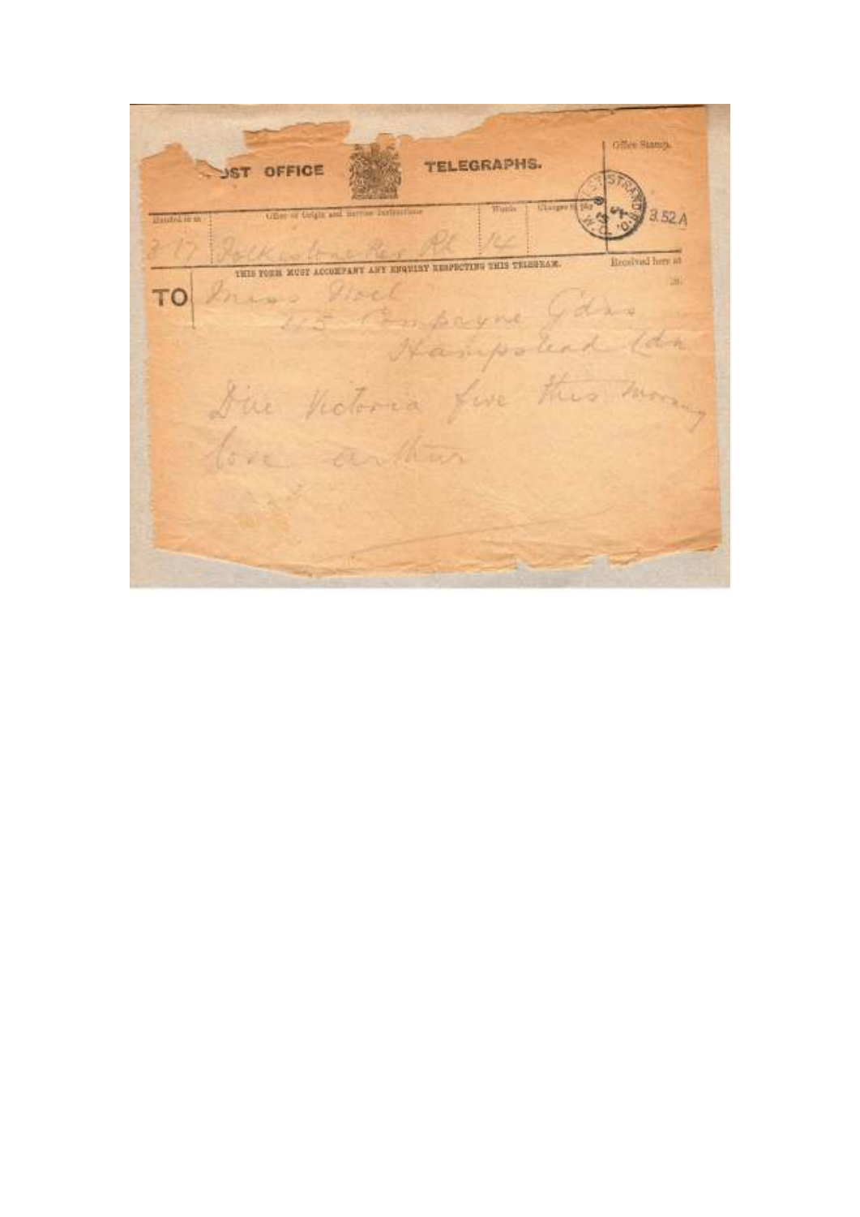POST OFFICE TELEGRAPHS.

Office Stamp.

| Handed in at | Office of Origin and Service Instructions | Words | Charges to pay |
|---|---|---|---|
| 8 17 | Folkestone Hbr Pier | 14 | |

STRAND W.C. 3.52 A

THIS FORM MUST ACCOMPANY ANY ENQUIRY RESPECTING THIS TELEGRAM.

Received here at

TO Miss Noel
115 Compayne Gdns
Hampstead Ldn

Due Victoria five this morning
love Arthur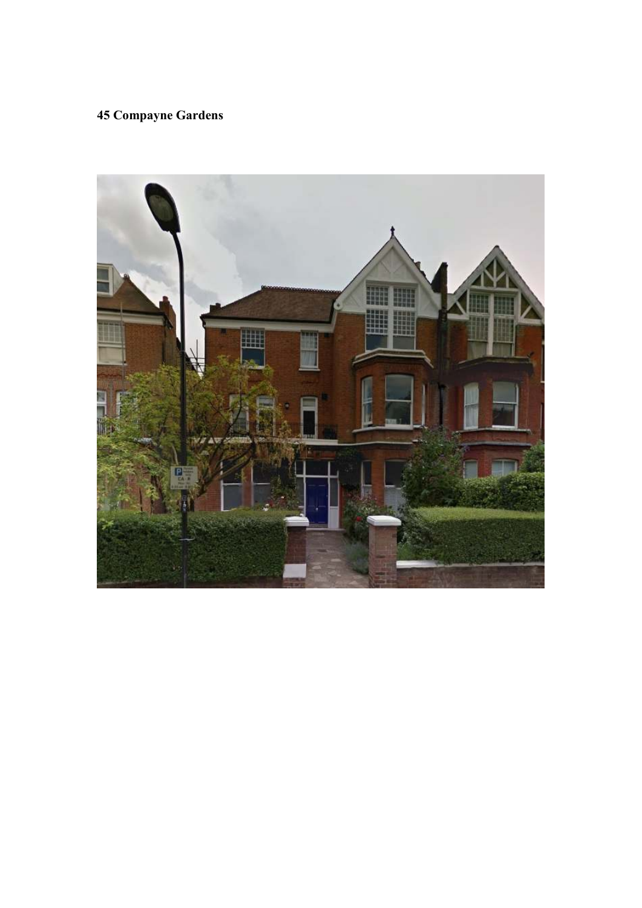**45 Compayne Gardens**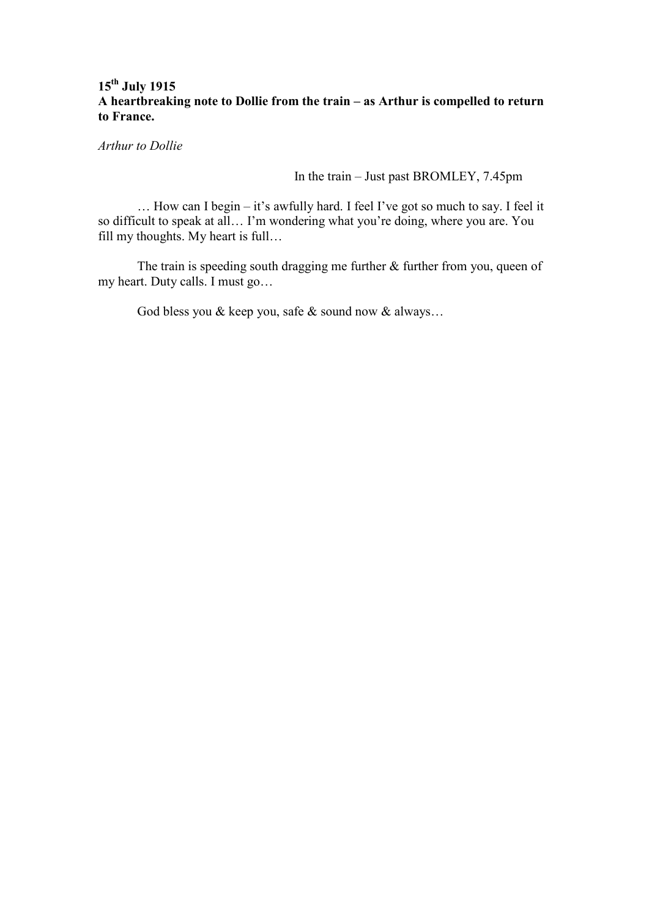**15th July 1915**
**A heartbreaking note to Dollie from the train – as Arthur is compelled to return to France.**

*Arthur to Dollie*

In the train – Just past BROMLEY, 7.45pm

… How can I begin – it's awfully hard. I feel I've got so much to say. I feel it so difficult to speak at all… I'm wondering what you're doing, where you are. You fill my thoughts. My heart is full…

The train is speeding south dragging me further & further from you, queen of my heart. Duty calls. I must go…

God bless you & keep you, safe & sound now & always…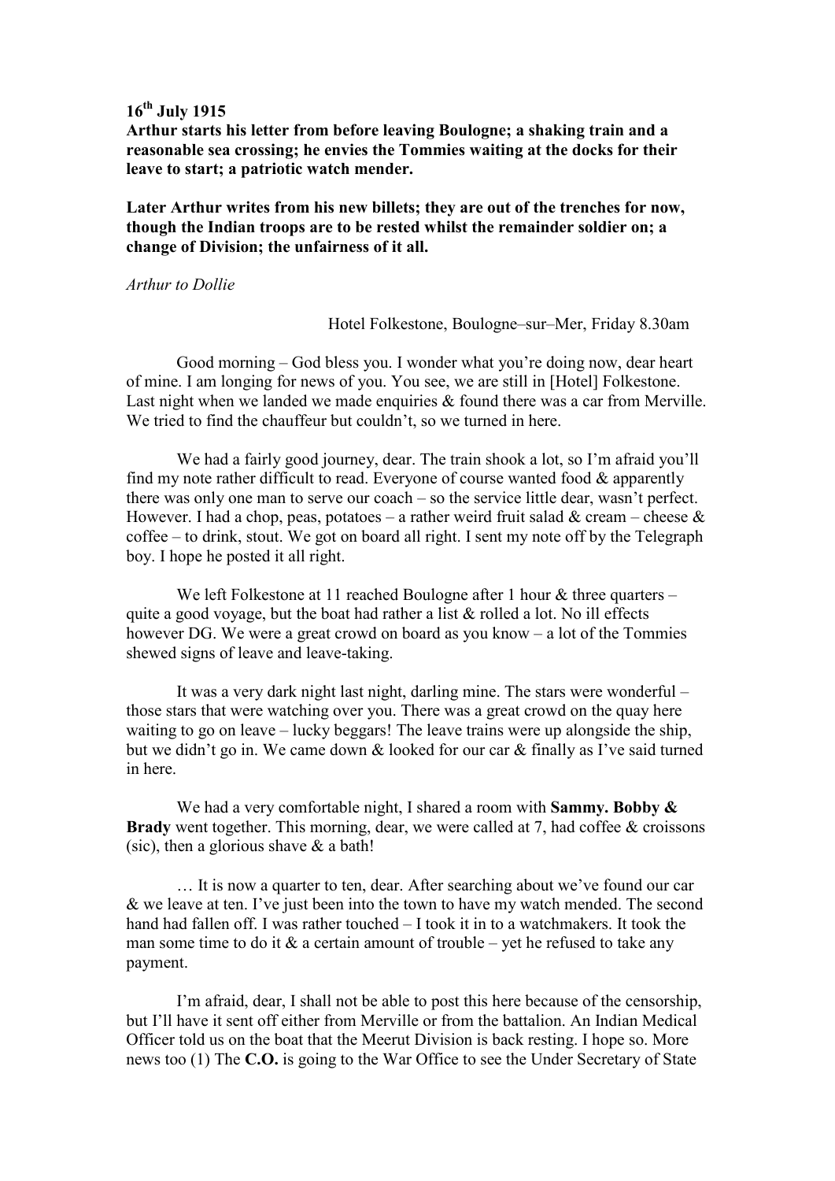**16th July 1915**

**Arthur starts his letter from before leaving Boulogne; a shaking train and a reasonable sea crossing; he envies the Tommies waiting at the docks for their leave to start; a patriotic watch mender.**

**Later Arthur writes from his new billets; they are out of the trenches for now, though the Indian troops are to be rested whilst the remainder soldier on; a change of Division; the unfairness of it all.**

*Arthur to Dollie*

Hotel Folkestone, Boulogne–sur–Mer, Friday 8.30am

Good morning – God bless you. I wonder what you're doing now, dear heart of mine. I am longing for news of you. You see, we are still in [Hotel] Folkestone. Last night when we landed we made enquiries & found there was a car from Merville. We tried to find the chauffeur but couldn't, so we turned in here.

We had a fairly good journey, dear. The train shook a lot, so I'm afraid you'll find my note rather difficult to read. Everyone of course wanted food & apparently there was only one man to serve our coach – so the service little dear, wasn't perfect. However. I had a chop, peas, potatoes – a rather weird fruit salad & cream – cheese & coffee – to drink, stout. We got on board all right. I sent my note off by the Telegraph boy. I hope he posted it all right.

We left Folkestone at 11 reached Boulogne after 1 hour & three quarters – quite a good voyage, but the boat had rather a list & rolled a lot. No ill effects however DG. We were a great crowd on board as you know – a lot of the Tommies shewed signs of leave and leave-taking.

It was a very dark night last night, darling mine. The stars were wonderful – those stars that were watching over you. There was a great crowd on the quay here waiting to go on leave – lucky beggars! The leave trains were up alongside the ship, but we didn't go in. We came down & looked for our car & finally as I've said turned in here.

We had a very comfortable night, I shared a room with **Sammy. Bobby & Brady** went together. This morning, dear, we were called at 7, had coffee & croissons (sic), then a glorious shave & a bath!

… It is now a quarter to ten, dear. After searching about we've found our car & we leave at ten. I've just been into the town to have my watch mended. The second hand had fallen off. I was rather touched – I took it in to a watchmakers. It took the man some time to do it & a certain amount of trouble – yet he refused to take any payment.

I'm afraid, dear, I shall not be able to post this here because of the censorship, but I'll have it sent off either from Merville or from the battalion. An Indian Medical Officer told us on the boat that the Meerut Division is back resting. I hope so. More news too (1) The **C.O.** is going to the War Office to see the Under Secretary of State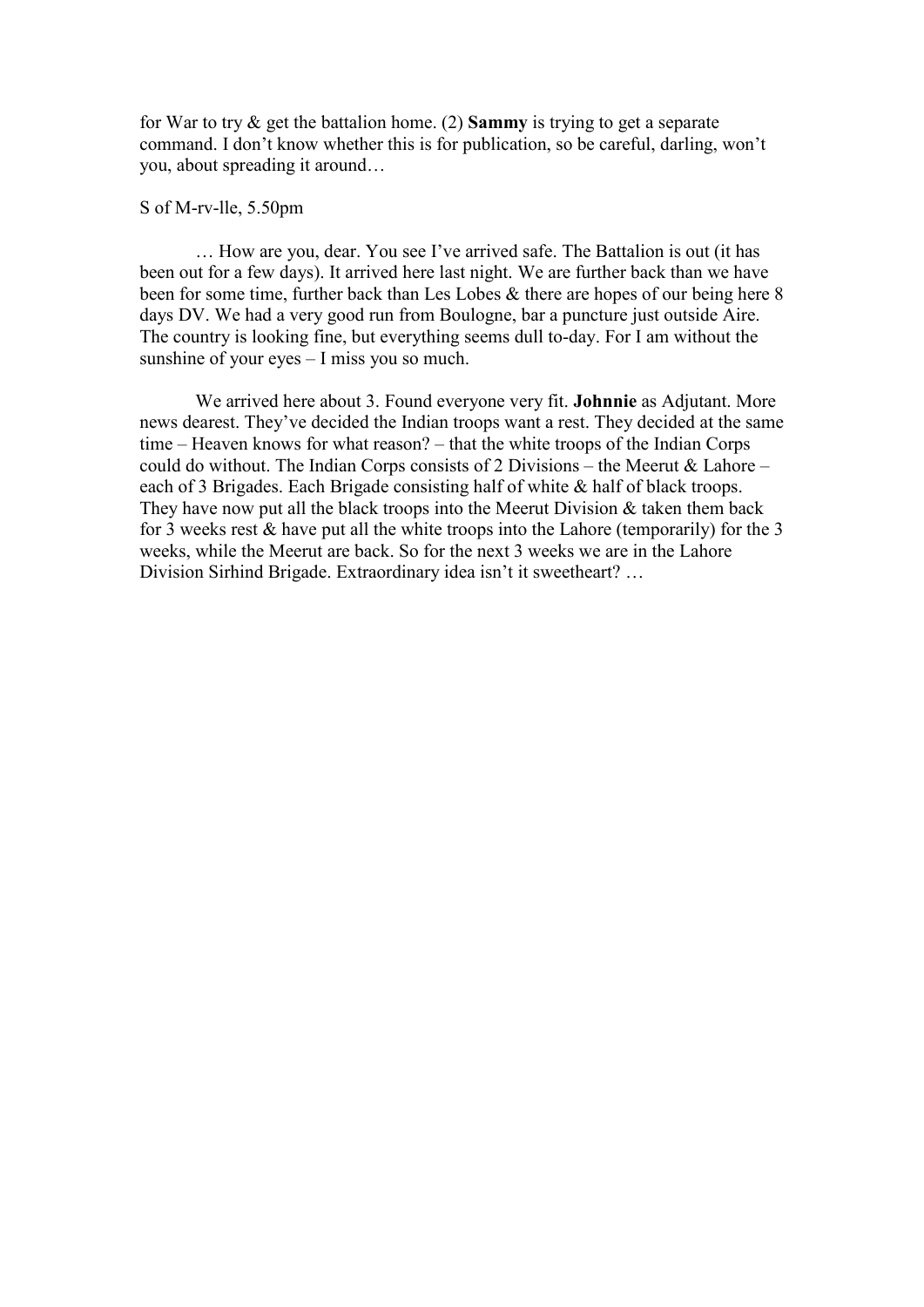for War to try & get the battalion home. (2) **Sammy** is trying to get a separate command. I don't know whether this is for publication, so be careful, darling, won't you, about spreading it around…

S of M-rv-lle, 5.50pm

… How are you, dear. You see I've arrived safe. The Battalion is out (it has been out for a few days). It arrived here last night. We are further back than we have been for some time, further back than Les Lobes & there are hopes of our being here 8 days DV. We had a very good run from Boulogne, bar a puncture just outside Aire. The country is looking fine, but everything seems dull to-day. For I am without the sunshine of your eyes – I miss you so much.

We arrived here about 3. Found everyone very fit. **Johnnie** as Adjutant. More news dearest. They've decided the Indian troops want a rest. They decided at the same time – Heaven knows for what reason? – that the white troops of the Indian Corps could do without. The Indian Corps consists of 2 Divisions – the Meerut & Lahore – each of 3 Brigades. Each Brigade consisting half of white & half of black troops. They have now put all the black troops into the Meerut Division & taken them back for 3 weeks rest & have put all the white troops into the Lahore (temporarily) for the 3 weeks, while the Meerut are back. So for the next 3 weeks we are in the Lahore Division Sirhind Brigade. Extraordinary idea isn't it sweetheart? …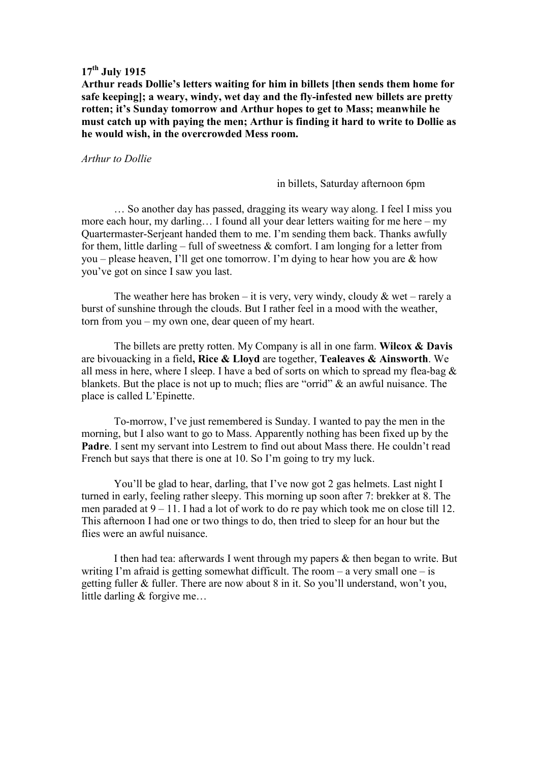**17th July 1915**

**Arthur reads Dollie's letters waiting for him in billets [then sends them home for safe keeping]; a weary, windy, wet day and the fly-infested new billets are pretty rotten; it's Sunday tomorrow and Arthur hopes to get to Mass; meanwhile he must catch up with paying the men; Arthur is finding it hard to write to Dollie as he would wish, in the overcrowded Mess room.**

*Arthur to Dollie*

in billets, Saturday afternoon 6pm

… So another day has passed, dragging its weary way along. I feel I miss you more each hour, my darling… I found all your dear letters waiting for me here – my Quartermaster-Serjeant handed them to me. I'm sending them back. Thanks awfully for them, little darling – full of sweetness & comfort. I am longing for a letter from you – please heaven, I'll get one tomorrow. I'm dying to hear how you are & how you've got on since I saw you last.

The weather here has broken – it is very, very windy, cloudy & wet – rarely a burst of sunshine through the clouds. But I rather feel in a mood with the weather, torn from you – my own one, dear queen of my heart.

The billets are pretty rotten. My Company is all in one farm. **Wilcox & Davis** are bivouacking in a field**, Rice & Lloyd** are together, **Tealeaves & Ainsworth**. We all mess in here, where I sleep. I have a bed of sorts on which to spread my flea-bag & blankets. But the place is not up to much; flies are "orrid" & an awful nuisance. The place is called L'Epinette.

To-morrow, I've just remembered is Sunday. I wanted to pay the men in the morning, but I also want to go to Mass. Apparently nothing has been fixed up by the **Padre**. I sent my servant into Lestrem to find out about Mass there. He couldn't read French but says that there is one at 10. So I'm going to try my luck.

You'll be glad to hear, darling, that I've now got 2 gas helmets. Last night I turned in early, feeling rather sleepy. This morning up soon after 7: brekker at 8. The men paraded at 9 – 11. I had a lot of work to do re pay which took me on close till 12. This afternoon I had one or two things to do, then tried to sleep for an hour but the flies were an awful nuisance.

I then had tea: afterwards I went through my papers & then began to write. But writing I'm afraid is getting somewhat difficult. The room – a very small one – is getting fuller & fuller. There are now about 8 in it. So you'll understand, won't you, little darling & forgive me…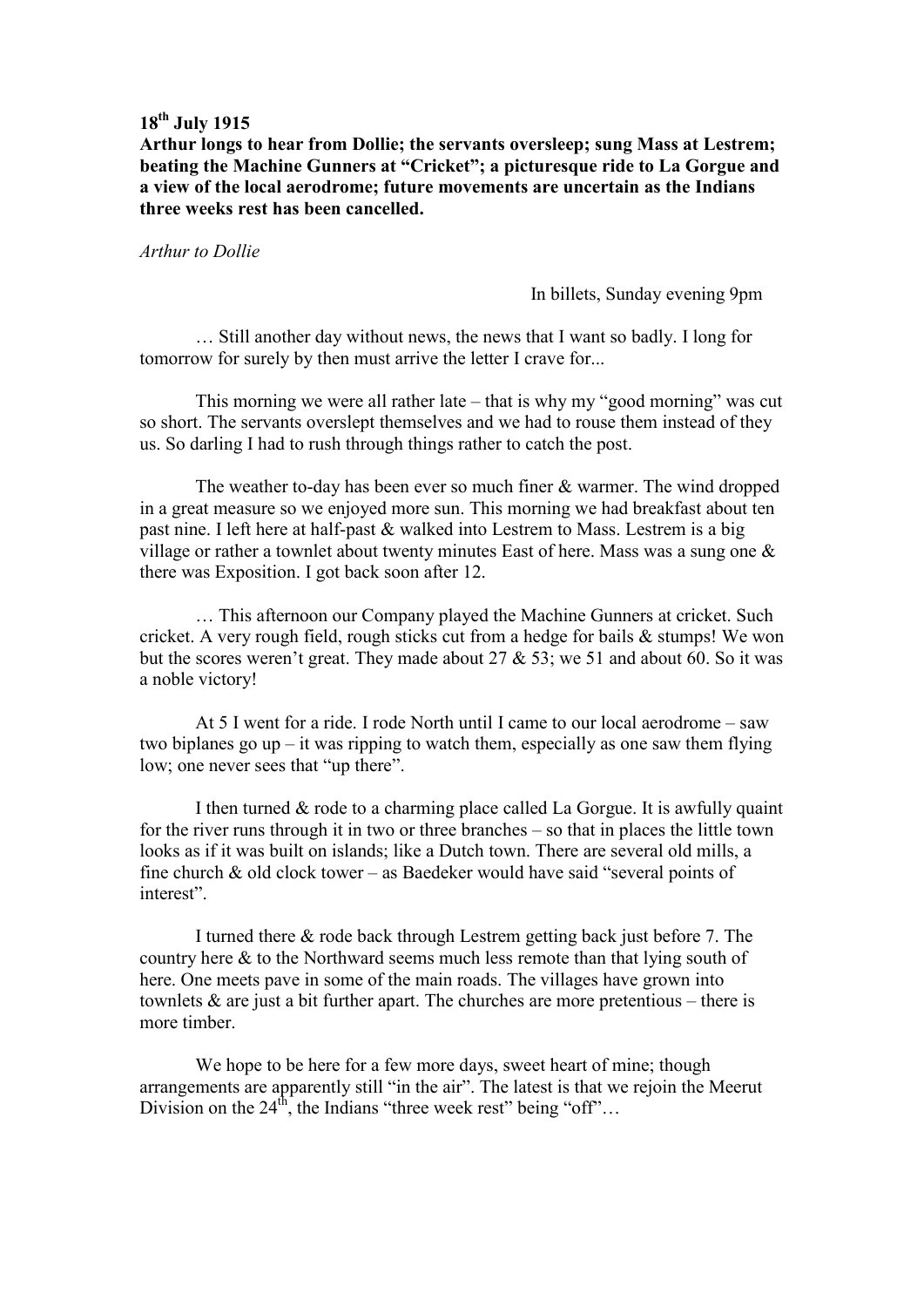**18th July 1915**

**Arthur longs to hear from Dollie; the servants oversleep; sung Mass at Lestrem; beating the Machine Gunners at "Cricket"; a picturesque ride to La Gorgue and a view of the local aerodrome; future movements are uncertain as the Indians three weeks rest has been cancelled.**

*Arthur to Dollie*

In billets, Sunday evening 9pm

… Still another day without news, the news that I want so badly. I long for tomorrow for surely by then must arrive the letter I crave for...

This morning we were all rather late – that is why my "good morning" was cut so short. The servants overslept themselves and we had to rouse them instead of they us. So darling I had to rush through things rather to catch the post.

The weather to-day has been ever so much finer & warmer. The wind dropped in a great measure so we enjoyed more sun. This morning we had breakfast about ten past nine. I left here at half-past & walked into Lestrem to Mass. Lestrem is a big village or rather a townlet about twenty minutes East of here. Mass was a sung one & there was Exposition. I got back soon after 12.

… This afternoon our Company played the Machine Gunners at cricket. Such cricket. A very rough field, rough sticks cut from a hedge for bails & stumps! We won but the scores weren't great. They made about 27 & 53; we 51 and about 60. So it was a noble victory!

At 5 I went for a ride. I rode North until I came to our local aerodrome – saw two biplanes go up – it was ripping to watch them, especially as one saw them flying low; one never sees that "up there".

I then turned & rode to a charming place called La Gorgue. It is awfully quaint for the river runs through it in two or three branches – so that in places the little town looks as if it was built on islands; like a Dutch town. There are several old mills, a fine church & old clock tower – as Baedeker would have said "several points of interest".

I turned there & rode back through Lestrem getting back just before 7. The country here & to the Northward seems much less remote than that lying south of here. One meets pave in some of the main roads. The villages have grown into townlets & are just a bit further apart. The churches are more pretentious – there is more timber.

We hope to be here for a few more days, sweet heart of mine; though arrangements are apparently still "in the air". The latest is that we rejoin the Meerut Division on the 24th, the Indians "three week rest" being "off"…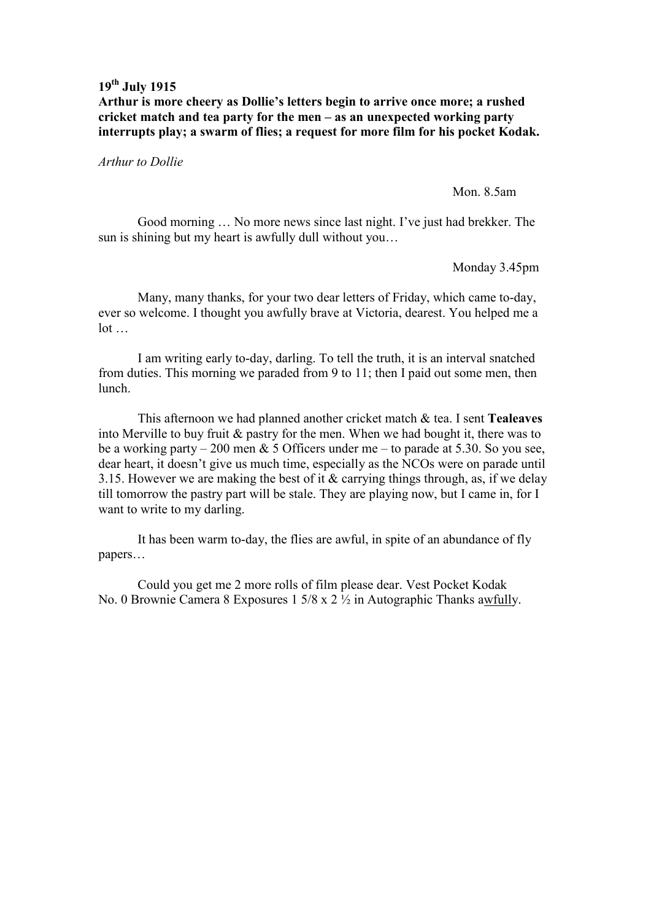**19th July 1915**
**Arthur is more cheery as Dollie's letters begin to arrive once more; a rushed cricket match and tea party for the men – as an unexpected working party interrupts play; a swarm of flies; a request for more film for his pocket Kodak.**

*Arthur to Dollie*

Mon. 8.5am

Good morning … No more news since last night. I've just had brekker. The sun is shining but my heart is awfully dull without you…

Monday 3.45pm

Many, many thanks, for your two dear letters of Friday, which came to-day, ever so welcome. I thought you awfully brave at Victoria, dearest. You helped me a lot …

I am writing early to-day, darling. To tell the truth, it is an interval snatched from duties. This morning we paraded from 9 to 11; then I paid out some men, then lunch.

This afternoon we had planned another cricket match & tea. I sent **Tealeaves** into Merville to buy fruit & pastry for the men. When we had bought it, there was to be a working party – 200 men & 5 Officers under me – to parade at 5.30. So you see, dear heart, it doesn't give us much time, especially as the NCOs were on parade until 3.15. However we are making the best of it & carrying things through, as, if we delay till tomorrow the pastry part will be stale. They are playing now, but I came in, for I want to write to my darling.

It has been warm to-day, the flies are awful, in spite of an abundance of fly papers…

Could you get me 2 more rolls of film please dear. Vest Pocket Kodak No. 0 Brownie Camera 8 Exposures 1 5/8 x 2 ½ in Autographic Thanks awfully.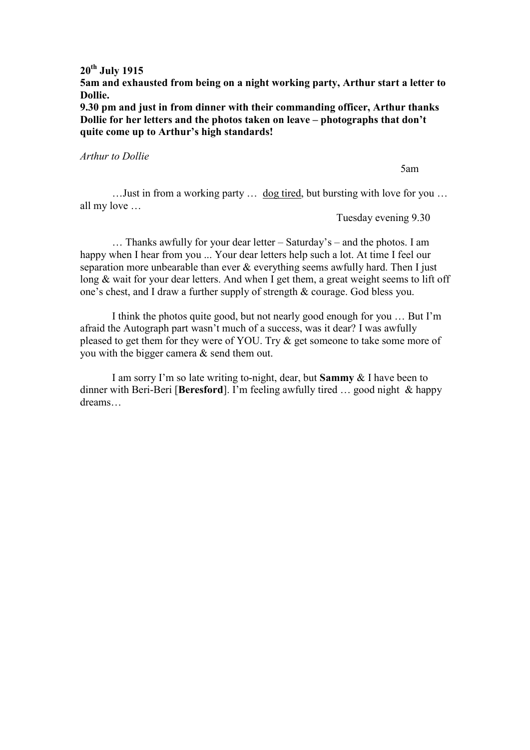**20th July 1915**
**5am and exhausted from being on a night working party, Arthur start a letter to Dollie.**
**9.30 pm and just in from dinner with their commanding officer, Arthur thanks Dollie for her letters and the photos taken on leave – photographs that don't quite come up to Arthur's high standards!**

*Arthur to Dollie*

5am

…Just in from a working party … <u>dog tired</u>, but bursting with love for you … all my love …

Tuesday evening 9.30

… Thanks awfully for your dear letter – Saturday's – and the photos. I am happy when I hear from you ... Your dear letters help such a lot. At time I feel our separation more unbearable than ever & everything seems awfully hard. Then I just long & wait for your dear letters. And when I get them, a great weight seems to lift off one's chest, and I draw a further supply of strength & courage. God bless you.

I think the photos quite good, but not nearly good enough for you … But I'm afraid the Autograph part wasn't much of a success, was it dear? I was awfully pleased to get them for they were of YOU. Try & get someone to take some more of you with the bigger camera & send them out.

I am sorry I'm so late writing to-night, dear, but **Sammy** & I have been to dinner with Beri-Beri [**Beresford**]. I'm feeling awfully tired … good night & happy dreams…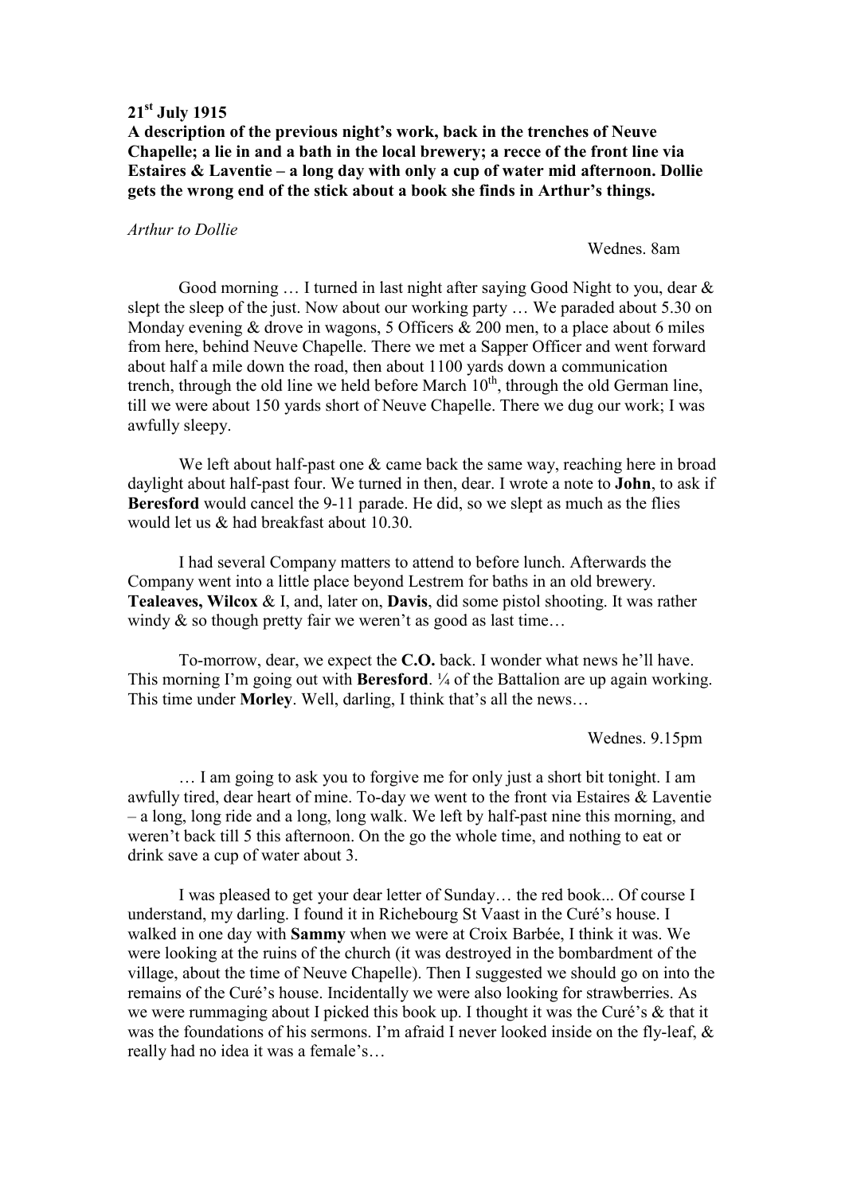**21st July 1915**

**A description of the previous night's work, back in the trenches of Neuve Chapelle; a lie in and a bath in the local brewery; a recce of the front line via Estaires & Laventie – a long day with only a cup of water mid afternoon. Dollie gets the wrong end of the stick about a book she finds in Arthur's things.**

*Arthur to Dollie*

Wednes. 8am

Good morning … I turned in last night after saying Good Night to you, dear & slept the sleep of the just. Now about our working party … We paraded about 5.30 on Monday evening & drove in wagons, 5 Officers & 200 men, to a place about 6 miles from here, behind Neuve Chapelle. There we met a Sapper Officer and went forward about half a mile down the road, then about 1100 yards down a communication trench, through the old line we held before March 10th, through the old German line, till we were about 150 yards short of Neuve Chapelle. There we dug our work; I was awfully sleepy.

We left about half-past one & came back the same way, reaching here in broad daylight about half-past four. We turned in then, dear. I wrote a note to **John**, to ask if **Beresford** would cancel the 9-11 parade. He did, so we slept as much as the flies would let us & had breakfast about 10.30.

I had several Company matters to attend to before lunch. Afterwards the Company went into a little place beyond Lestrem for baths in an old brewery. **Tealeaves, Wilcox** & I, and, later on, **Davis**, did some pistol shooting. It was rather windy & so though pretty fair we weren't as good as last time…

To-morrow, dear, we expect the **C.O.** back. I wonder what news he'll have. This morning I'm going out with **Beresford**. ¼ of the Battalion are up again working. This time under **Morley**. Well, darling, I think that's all the news…

Wednes. 9.15pm

… I am going to ask you to forgive me for only just a short bit tonight. I am awfully tired, dear heart of mine. To-day we went to the front via Estaires & Laventie – a long, long ride and a long, long walk. We left by half-past nine this morning, and weren't back till 5 this afternoon. On the go the whole time, and nothing to eat or drink save a cup of water about 3.

I was pleased to get your dear letter of Sunday… the red book... Of course I understand, my darling. I found it in Richebourg St Vaast in the Curé's house. I walked in one day with **Sammy** when we were at Croix Barbée, I think it was. We were looking at the ruins of the church (it was destroyed in the bombardment of the village, about the time of Neuve Chapelle). Then I suggested we should go on into the remains of the Curé's house. Incidentally we were also looking for strawberries. As we were rummaging about I picked this book up. I thought it was the Curé's & that it was the foundations of his sermons. I'm afraid I never looked inside on the fly-leaf, & really had no idea it was a female's…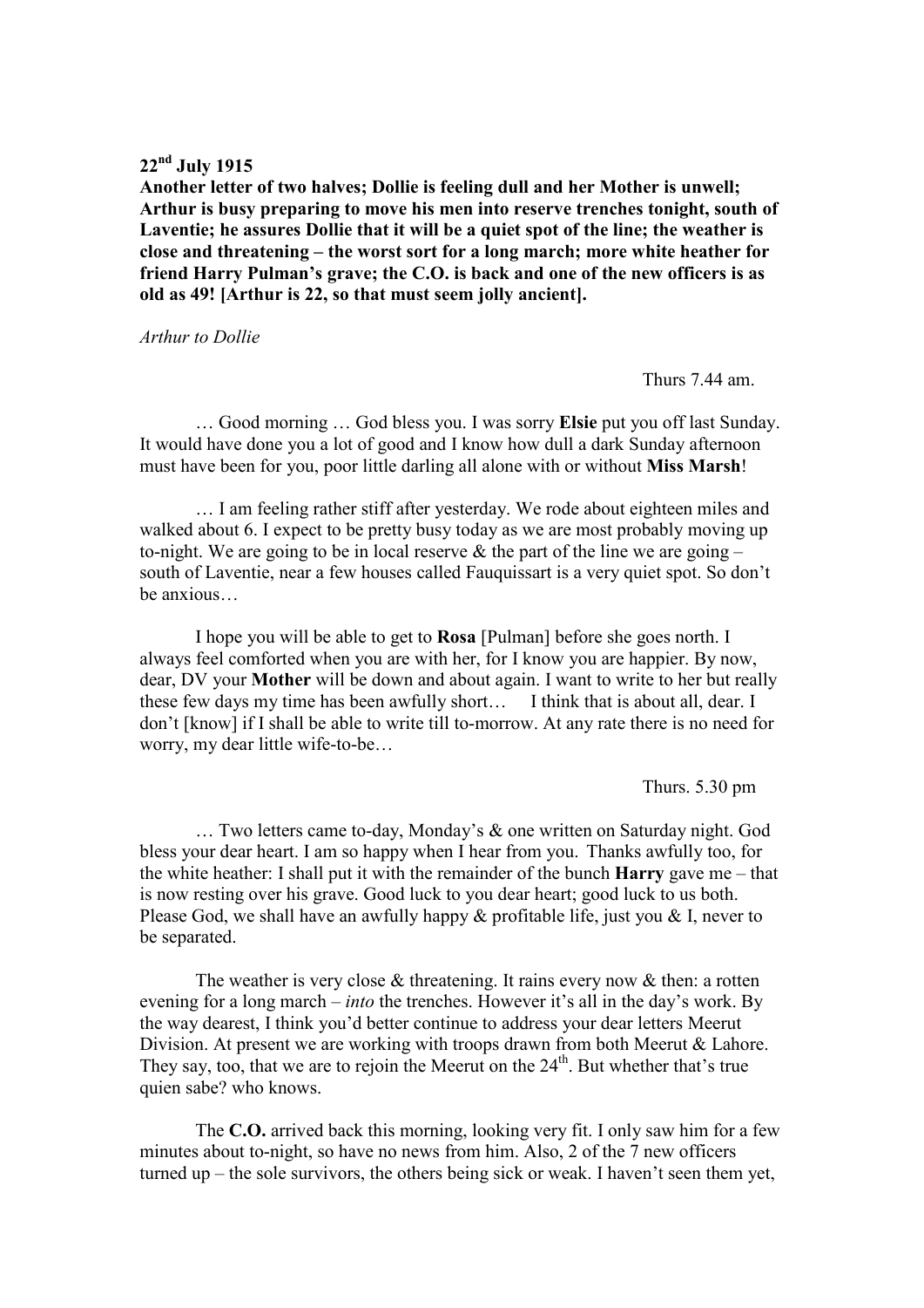**22nd July 1915**

**Another letter of two halves; Dollie is feeling dull and her Mother is unwell; Arthur is busy preparing to move his men into reserve trenches tonight, south of Laventie; he assures Dollie that it will be a quiet spot of the line; the weather is close and threatening – the worst sort for a long march; more white heather for friend Harry Pulman's grave; the C.O. is back and one of the new officers is as old as 49! [Arthur is 22, so that must seem jolly ancient].**

*Arthur to Dollie*

Thurs 7.44 am.

… Good morning … God bless you. I was sorry **Elsie** put you off last Sunday. It would have done you a lot of good and I know how dull a dark Sunday afternoon must have been for you, poor little darling all alone with or without **Miss Marsh**!

… I am feeling rather stiff after yesterday. We rode about eighteen miles and walked about 6. I expect to be pretty busy today as we are most probably moving up to-night. We are going to be in local reserve & the part of the line we are going – south of Laventie, near a few houses called Fauquissart is a very quiet spot. So don't be anxious…

I hope you will be able to get to **Rosa** [Pulman] before she goes north. I always feel comforted when you are with her, for I know you are happier. By now, dear, DV your **Mother** will be down and about again. I want to write to her but really these few days my time has been awfully short… I think that is about all, dear. I don't [know] if I shall be able to write till to-morrow. At any rate there is no need for worry, my dear little wife-to-be…

Thurs. 5.30 pm

… Two letters came to-day, Monday's & one written on Saturday night. God bless your dear heart. I am so happy when I hear from you. Thanks awfully too, for the white heather: I shall put it with the remainder of the bunch **Harry** gave me – that is now resting over his grave. Good luck to you dear heart; good luck to us both. Please God, we shall have an awfully happy & profitable life, just you & I, never to be separated.

The weather is very close & threatening. It rains every now & then: a rotten evening for a long march – *into* the trenches. However it's all in the day's work. By the way dearest, I think you'd better continue to address your dear letters Meerut Division. At present we are working with troops drawn from both Meerut & Lahore. They say, too, that we are to rejoin the Meerut on the 24th. But whether that's true quien sabe? who knows.

The **C.O.** arrived back this morning, looking very fit. I only saw him for a few minutes about to-night, so have no news from him. Also, 2 of the 7 new officers turned up – the sole survivors, the others being sick or weak. I haven't seen them yet,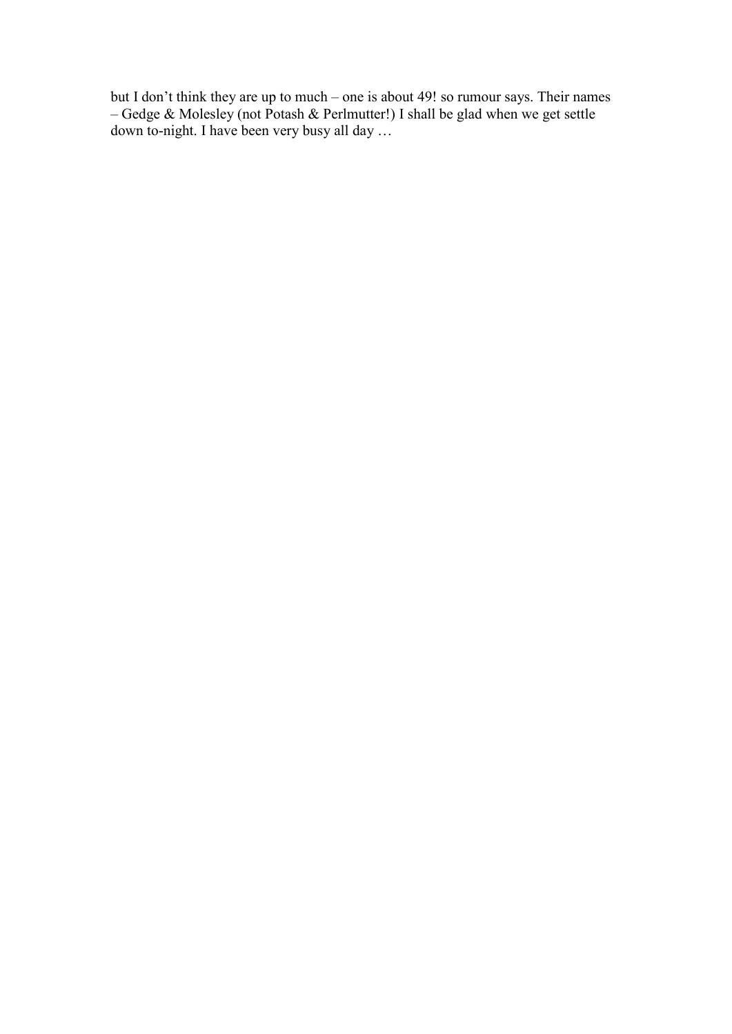but I don't think they are up to much – one is about 49! so rumour says. Their names – Gedge & Molesley (not Potash & Perlmutter!) I shall be glad when we get settle down to-night. I have been very busy all day …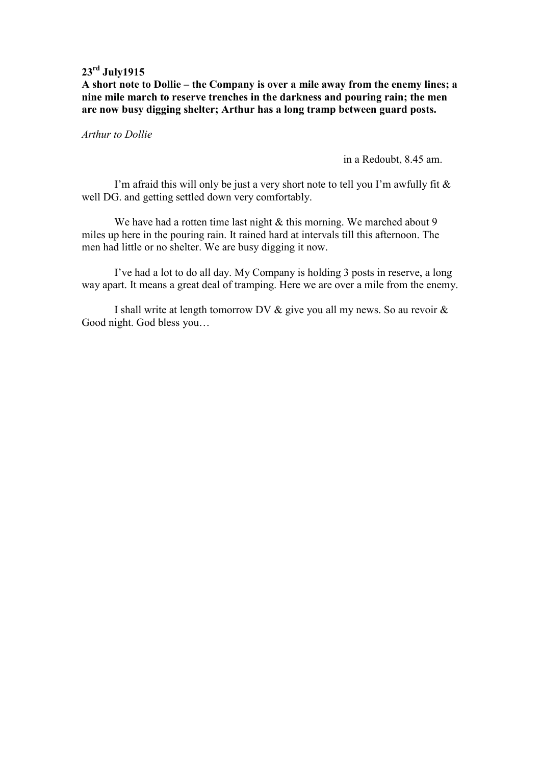**23rd July1915**

**A short note to Dollie – the Company is over a mile away from the enemy lines; a nine mile march to reserve trenches in the darkness and pouring rain; the men are now busy digging shelter; Arthur has a long tramp between guard posts.**

*Arthur to Dollie*

in a Redoubt, 8.45 am.

I'm afraid this will only be just a very short note to tell you I'm awfully fit & well DG. and getting settled down very comfortably.

We have had a rotten time last night & this morning. We marched about 9 miles up here in the pouring rain. It rained hard at intervals till this afternoon. The men had little or no shelter. We are busy digging it now.

I've had a lot to do all day. My Company is holding 3 posts in reserve, a long way apart. It means a great deal of tramping. Here we are over a mile from the enemy.

I shall write at length tomorrow DV & give you all my news. So au revoir & Good night. God bless you…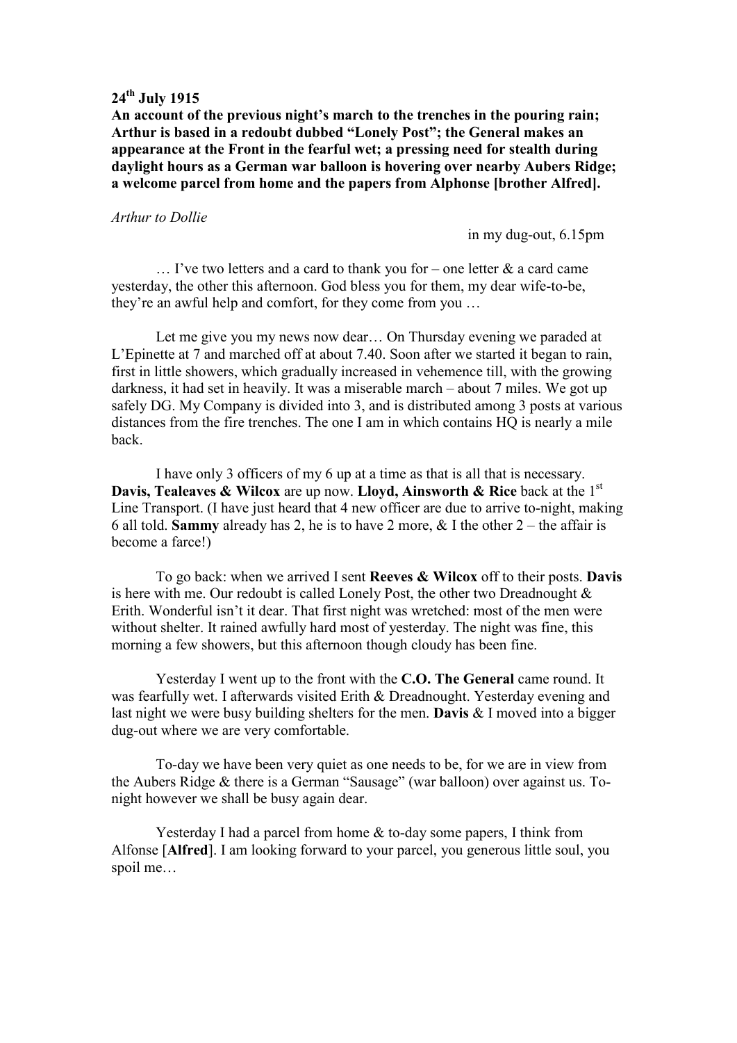**24th July 1915**

**An account of the previous night's march to the trenches in the pouring rain; Arthur is based in a redoubt dubbed "Lonely Post"; the General makes an appearance at the Front in the fearful wet; a pressing need for stealth during daylight hours as a German war balloon is hovering over nearby Aubers Ridge; a welcome parcel from home and the papers from Alphonse [brother Alfred].**

*Arthur to Dollie*

in my dug-out, 6.15pm

… I've two letters and a card to thank you for – one letter & a card came yesterday, the other this afternoon. God bless you for them, my dear wife-to-be, they're an awful help and comfort, for they come from you …

Let me give you my news now dear… On Thursday evening we paraded at L'Epinette at 7 and marched off at about 7.40. Soon after we started it began to rain, first in little showers, which gradually increased in vehemence till, with the growing darkness, it had set in heavily. It was a miserable march – about 7 miles. We got up safely DG. My Company is divided into 3, and is distributed among 3 posts at various distances from the fire trenches. The one I am in which contains HQ is nearly a mile back.

I have only 3 officers of my 6 up at a time as that is all that is necessary. **Davis, Tealeaves & Wilcox** are up now. **Lloyd, Ainsworth & Rice** back at the 1st Line Transport. (I have just heard that 4 new officer are due to arrive to-night, making 6 all told. **Sammy** already has 2, he is to have 2 more, & I the other 2 – the affair is become a farce!)

To go back: when we arrived I sent **Reeves & Wilcox** off to their posts. **Davis** is here with me. Our redoubt is called Lonely Post, the other two Dreadnought & Erith. Wonderful isn't it dear. That first night was wretched: most of the men were without shelter. It rained awfully hard most of yesterday. The night was fine, this morning a few showers, but this afternoon though cloudy has been fine.

Yesterday I went up to the front with the **C.O. The General** came round. It was fearfully wet. I afterwards visited Erith & Dreadnought. Yesterday evening and last night we were busy building shelters for the men. **Davis** & I moved into a bigger dug-out where we are very comfortable.

To-day we have been very quiet as one needs to be, for we are in view from the Aubers Ridge & there is a German "Sausage" (war balloon) over against us. To-night however we shall be busy again dear.

Yesterday I had a parcel from home & to-day some papers, I think from Alfonse [**Alfred**]. I am looking forward to your parcel, you generous little soul, you spoil me…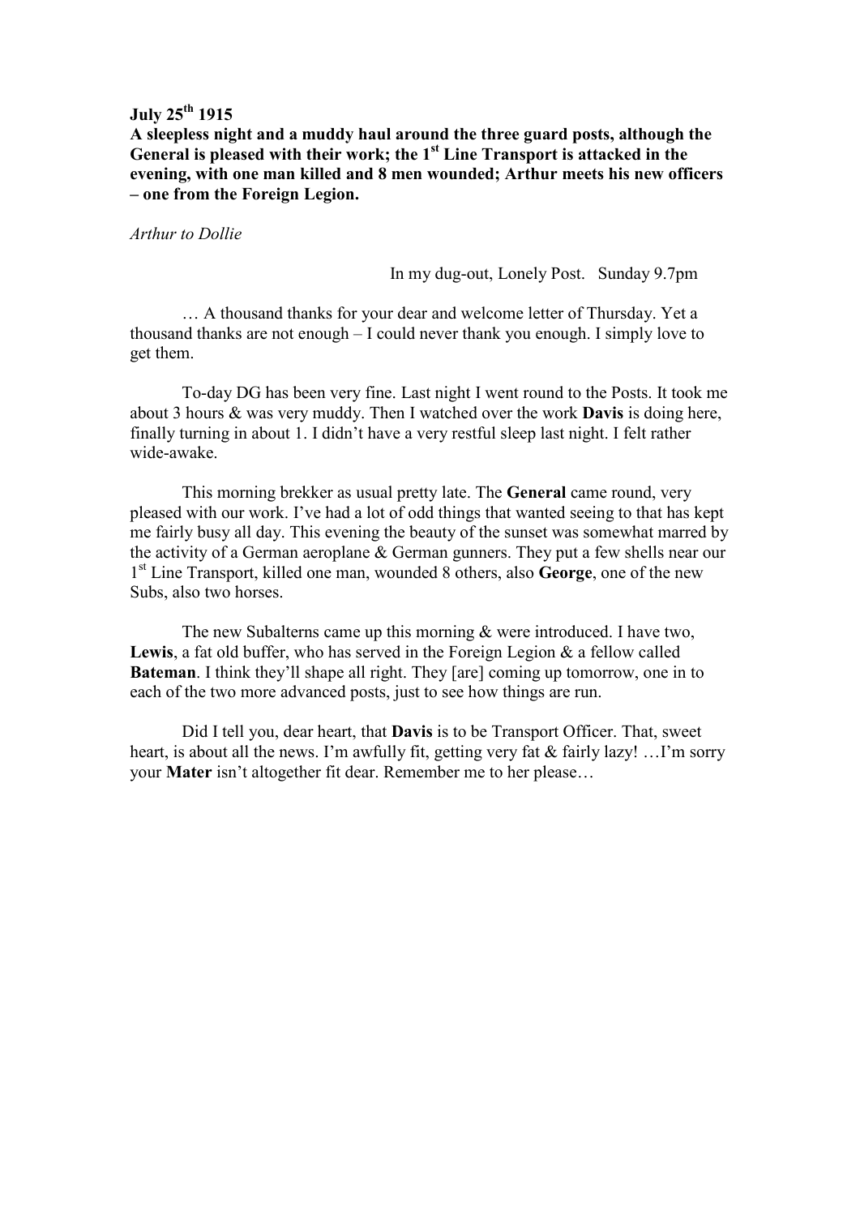**July 25th 1915**
**A sleepless night and a muddy haul around the three guard posts, although the General is pleased with their work; the 1st Line Transport is attacked in the evening, with one man killed and 8 men wounded; Arthur meets his new officers – one from the Foreign Legion.**

*Arthur to Dollie*

In my dug-out, Lonely Post. Sunday 9.7pm

… A thousand thanks for your dear and welcome letter of Thursday. Yet a thousand thanks are not enough – I could never thank you enough. I simply love to get them.

To-day DG has been very fine. Last night I went round to the Posts. It took me about 3 hours & was very muddy. Then I watched over the work **Davis** is doing here, finally turning in about 1. I didn't have a very restful sleep last night. I felt rather wide-awake.

This morning brekker as usual pretty late. The **General** came round, very pleased with our work. I've had a lot of odd things that wanted seeing to that has kept me fairly busy all day. This evening the beauty of the sunset was somewhat marred by the activity of a German aeroplane & German gunners. They put a few shells near our 1st Line Transport, killed one man, wounded 8 others, also **George**, one of the new Subs, also two horses.

The new Subalterns came up this morning & were introduced. I have two, **Lewis**, a fat old buffer, who has served in the Foreign Legion & a fellow called **Bateman**. I think they'll shape all right. They [are] coming up tomorrow, one in to each of the two more advanced posts, just to see how things are run.

Did I tell you, dear heart, that **Davis** is to be Transport Officer. That, sweet heart, is about all the news. I'm awfully fit, getting very fat & fairly lazy! …I'm sorry your **Mater** isn't altogether fit dear. Remember me to her please…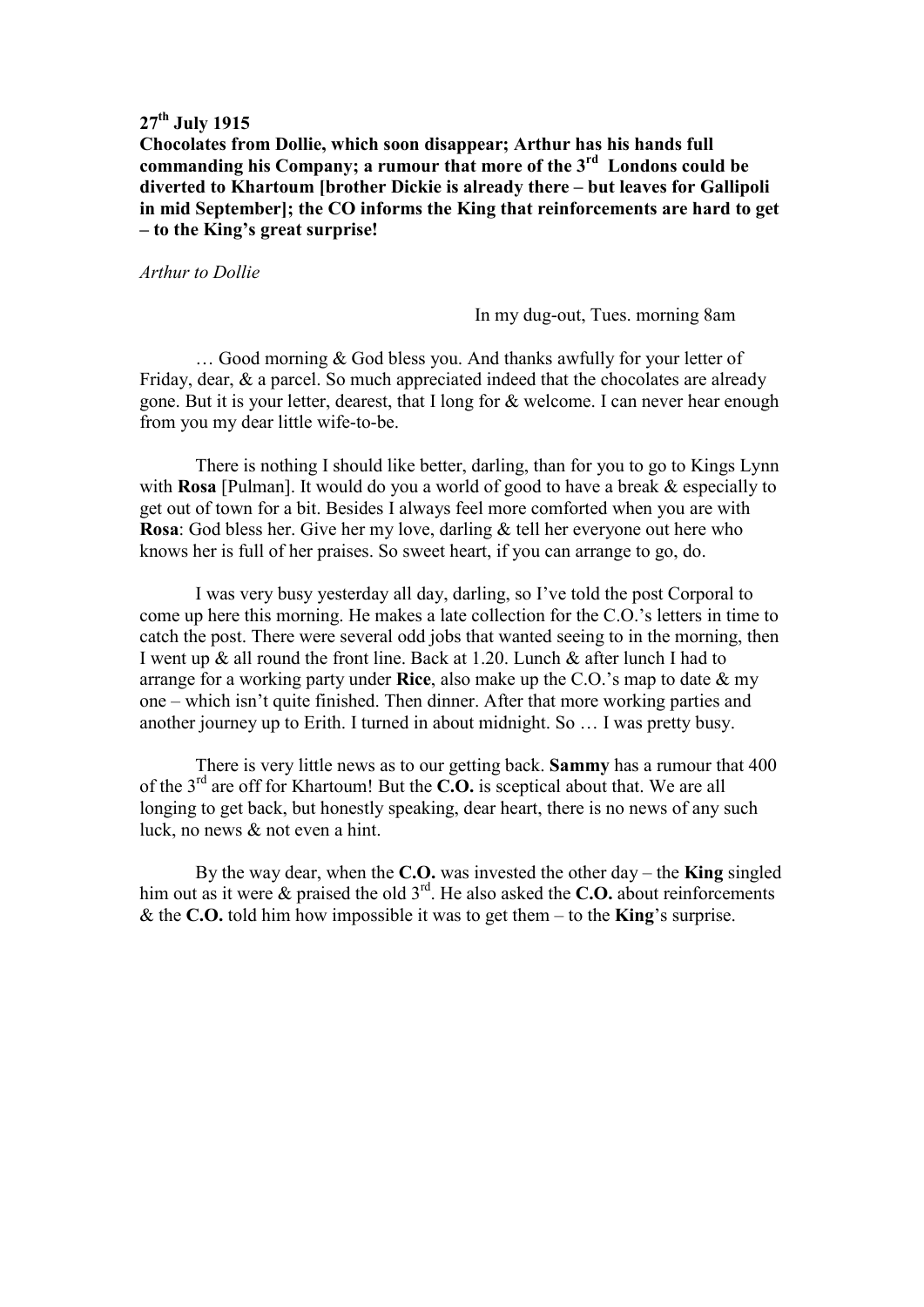**27th July 1915**

**Chocolates from Dollie, which soon disappear; Arthur has his hands full commanding his Company; a rumour that more of the 3rd Londons could be diverted to Khartoum [brother Dickie is already there – but leaves for Gallipoli in mid September]; the CO informs the King that reinforcements are hard to get – to the King's great surprise!**

*Arthur to Dollie*

In my dug-out, Tues. morning 8am

… Good morning & God bless you. And thanks awfully for your letter of Friday, dear, & a parcel. So much appreciated indeed that the chocolates are already gone. But it is your letter, dearest, that I long for & welcome. I can never hear enough from you my dear little wife-to-be.

There is nothing I should like better, darling, than for you to go to Kings Lynn with **Rosa** [Pulman]. It would do you a world of good to have a break & especially to get out of town for a bit. Besides I always feel more comforted when you are with **Rosa**: God bless her. Give her my love, darling & tell her everyone out here who knows her is full of her praises. So sweet heart, if you can arrange to go, do.

I was very busy yesterday all day, darling, so I've told the post Corporal to come up here this morning. He makes a late collection for the C.O.'s letters in time to catch the post. There were several odd jobs that wanted seeing to in the morning, then I went up & all round the front line. Back at 1.20. Lunch & after lunch I had to arrange for a working party under **Rice**, also make up the C.O.'s map to date & my one – which isn't quite finished. Then dinner. After that more working parties and another journey up to Erith. I turned in about midnight. So … I was pretty busy.

There is very little news as to our getting back. **Sammy** has a rumour that 400 of the 3rd are off for Khartoum! But the **C.O.** is sceptical about that. We are all longing to get back, but honestly speaking, dear heart, there is no news of any such luck, no news & not even a hint.

By the way dear, when the **C.O.** was invested the other day – the **King** singled him out as it were & praised the old 3rd. He also asked the **C.O.** about reinforcements & the **C.O.** told him how impossible it was to get them – to the **King**'s surprise.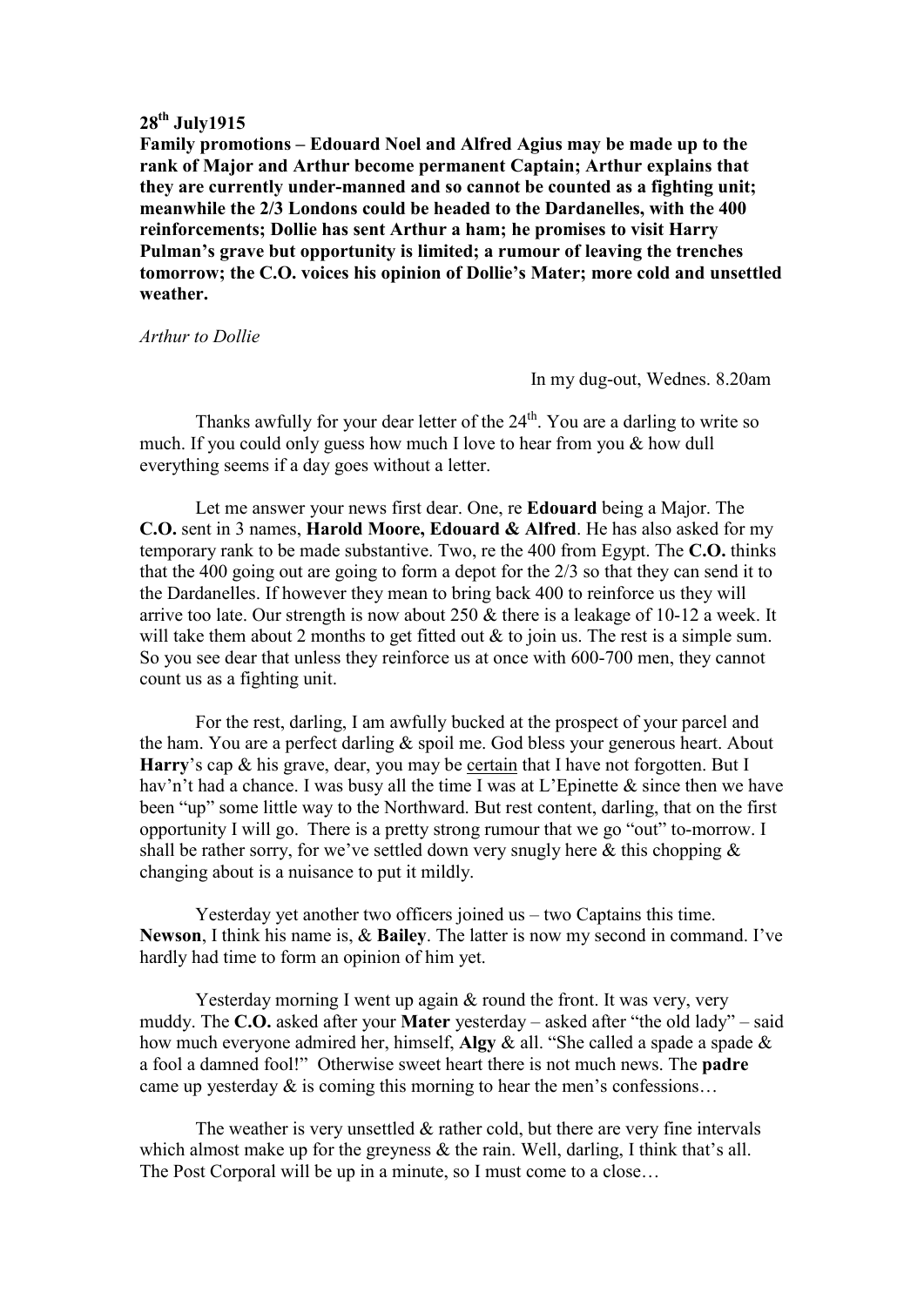**28th July1915**

**Family promotions – Edouard Noel and Alfred Agius may be made up to the rank of Major and Arthur become permanent Captain; Arthur explains that they are currently under-manned and so cannot be counted as a fighting unit; meanwhile the 2/3 Londons could be headed to the Dardanelles, with the 400 reinforcements; Dollie has sent Arthur a ham; he promises to visit Harry Pulman's grave but opportunity is limited; a rumour of leaving the trenches tomorrow; the C.O. voices his opinion of Dollie's Mater; more cold and unsettled weather.**

*Arthur to Dollie*

In my dug-out, Wednes. 8.20am

Thanks awfully for your dear letter of the 24th. You are a darling to write so much. If you could only guess how much I love to hear from you & how dull everything seems if a day goes without a letter.

Let me answer your news first dear. One, re **Edouard** being a Major. The **C.O.** sent in 3 names, **Harold Moore, Edouard & Alfred**. He has also asked for my temporary rank to be made substantive. Two, re the 400 from Egypt. The **C.O.** thinks that the 400 going out are going to form a depot for the 2/3 so that they can send it to the Dardanelles. If however they mean to bring back 400 to reinforce us they will arrive too late. Our strength is now about 250 & there is a leakage of 10-12 a week. It will take them about 2 months to get fitted out & to join us. The rest is a simple sum. So you see dear that unless they reinforce us at once with 600-700 men, they cannot count us as a fighting unit.

For the rest, darling, I am awfully bucked at the prospect of your parcel and the ham. You are a perfect darling & spoil me. God bless your generous heart. About **Harry**'s cap & his grave, dear, you may be certain that I have not forgotten. But I hav'n't had a chance. I was busy all the time I was at L'Epinette & since then we have been "up" some little way to the Northward. But rest content, darling, that on the first opportunity I will go. There is a pretty strong rumour that we go "out" to-morrow. I shall be rather sorry, for we've settled down very snugly here & this chopping & changing about is a nuisance to put it mildly.

Yesterday yet another two officers joined us – two Captains this time. **Newson**, I think his name is, & **Bailey**. The latter is now my second in command. I've hardly had time to form an opinion of him yet.

Yesterday morning I went up again & round the front. It was very, very muddy. The **C.O.** asked after your **Mater** yesterday – asked after "the old lady" – said how much everyone admired her, himself, **Algy** & all. "She called a spade a spade & a fool a damned fool!" Otherwise sweet heart there is not much news. The **padre** came up yesterday & is coming this morning to hear the men's confessions…

The weather is very unsettled & rather cold, but there are very fine intervals which almost make up for the greyness & the rain. Well, darling, I think that's all. The Post Corporal will be up in a minute, so I must come to a close…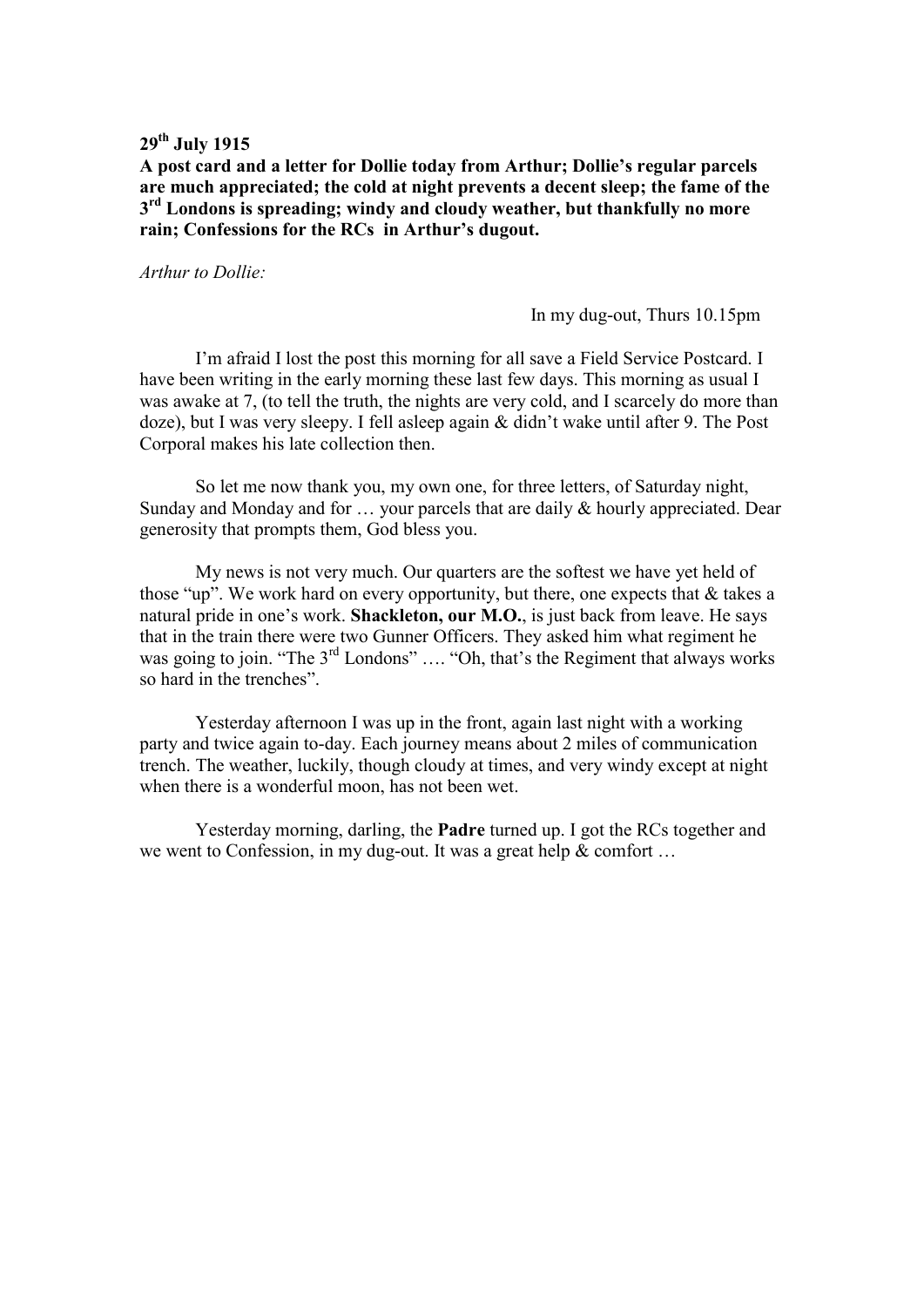**29th July 1915**

**A post card and a letter for Dollie today from Arthur; Dollie's regular parcels are much appreciated; the cold at night prevents a decent sleep; the fame of the 3rd Londons is spreading; windy and cloudy weather, but thankfully no more rain; Confessions for the RCs in Arthur's dugout.**

*Arthur to Dollie:*

In my dug-out, Thurs 10.15pm

I'm afraid I lost the post this morning for all save a Field Service Postcard. I have been writing in the early morning these last few days. This morning as usual I was awake at 7, (to tell the truth, the nights are very cold, and I scarcely do more than doze), but I was very sleepy. I fell asleep again & didn't wake until after 9. The Post Corporal makes his late collection then.

So let me now thank you, my own one, for three letters, of Saturday night, Sunday and Monday and for … your parcels that are daily & hourly appreciated. Dear generosity that prompts them, God bless you.

My news is not very much. Our quarters are the softest we have yet held of those "up". We work hard on every opportunity, but there, one expects that & takes a natural pride in one's work. **Shackleton, our M.O.**, is just back from leave. He says that in the train there were two Gunner Officers. They asked him what regiment he was going to join. "The 3rd Londons" …. "Oh, that's the Regiment that always works so hard in the trenches".

Yesterday afternoon I was up in the front, again last night with a working party and twice again to-day. Each journey means about 2 miles of communication trench. The weather, luckily, though cloudy at times, and very windy except at night when there is a wonderful moon, has not been wet.

Yesterday morning, darling, the **Padre** turned up. I got the RCs together and we went to Confession, in my dug-out. It was a great help & comfort …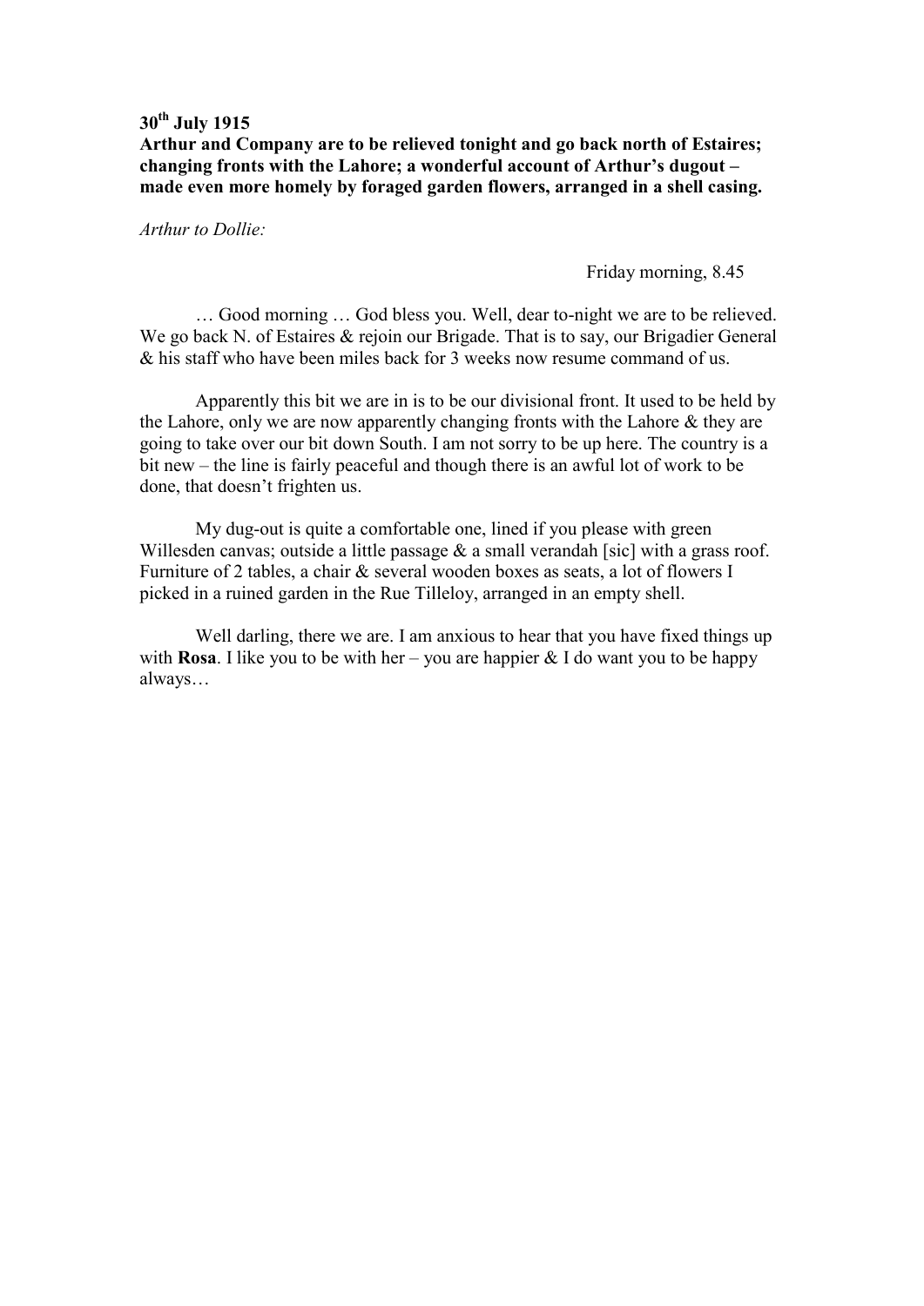**30th July 1915**

**Arthur and Company are to be relieved tonight and go back north of Estaires; changing fronts with the Lahore; a wonderful account of Arthur's dugout – made even more homely by foraged garden flowers, arranged in a shell casing.**

*Arthur to Dollie:*

Friday morning, 8.45

… Good morning … God bless you. Well, dear to-night we are to be relieved. We go back N. of Estaires & rejoin our Brigade. That is to say, our Brigadier General & his staff who have been miles back for 3 weeks now resume command of us.

Apparently this bit we are in is to be our divisional front. It used to be held by the Lahore, only we are now apparently changing fronts with the Lahore & they are going to take over our bit down South. I am not sorry to be up here. The country is a bit new – the line is fairly peaceful and though there is an awful lot of work to be done, that doesn't frighten us.

My dug-out is quite a comfortable one, lined if you please with green Willesden canvas; outside a little passage & a small verandah [sic] with a grass roof. Furniture of 2 tables, a chair & several wooden boxes as seats, a lot of flowers I picked in a ruined garden in the Rue Tilleloy, arranged in an empty shell.

Well darling, there we are. I am anxious to hear that you have fixed things up with **Rosa**. I like you to be with her – you are happier & I do want you to be happy always…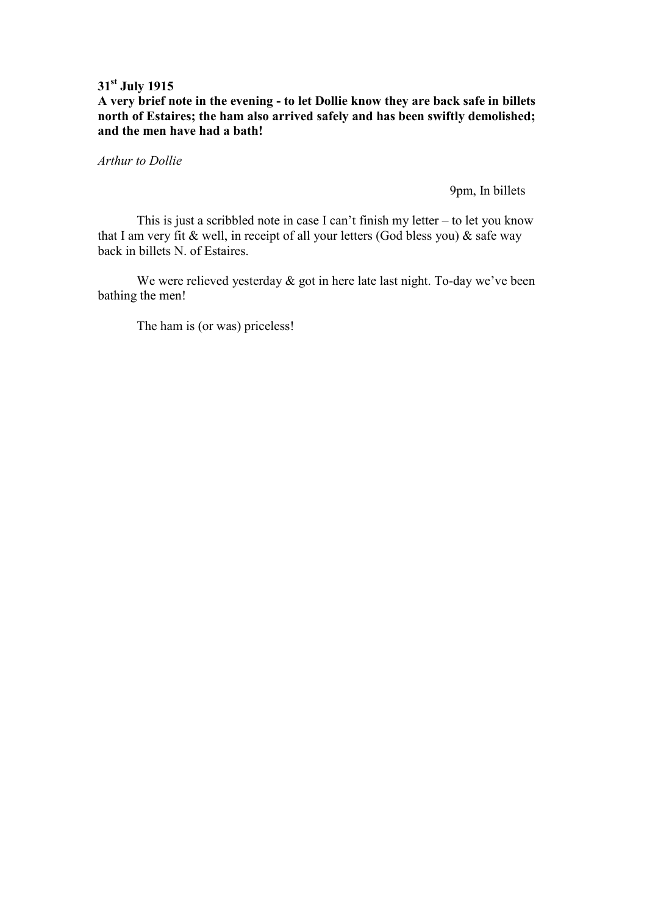**31st July 1915**

**A very brief note in the evening - to let Dollie know they are back safe in billets north of Estaires; the ham also arrived safely and has been swiftly demolished; and the men have had a bath!**

*Arthur to Dollie*

9pm, In billets

This is just a scribbled note in case I can't finish my letter – to let you know that I am very fit & well, in receipt of all your letters (God bless you) & safe way back in billets N. of Estaires.

We were relieved yesterday & got in here late last night. To-day we've been bathing the men!

The ham is (or was) priceless!